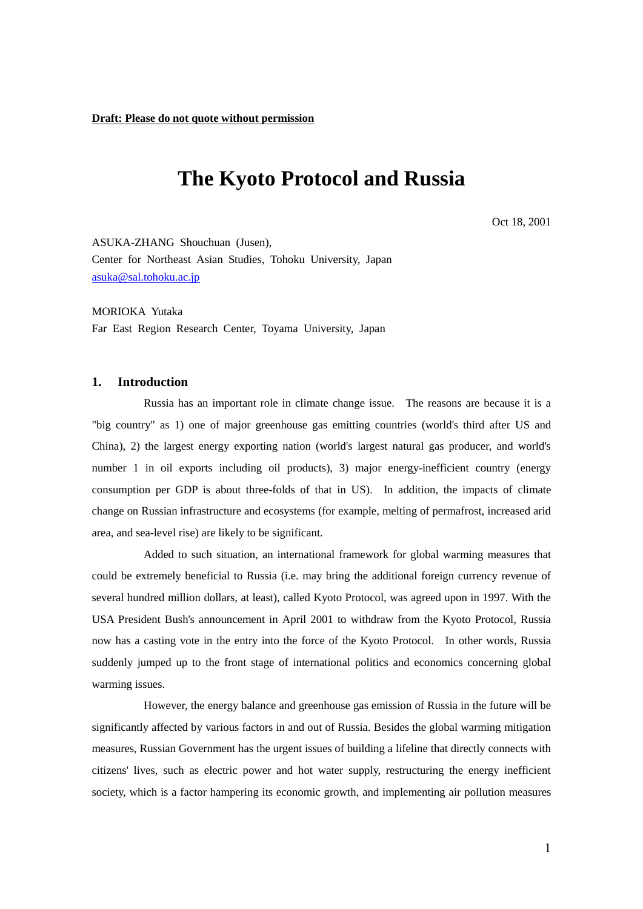**Draft: Please do not quote without permission**

# The Kyoto Protocol and Russia

Oct 18, 2001

ASUKA-ZHANG Shouchuan (Jusen),
Center for Northeast Asian Studies, Tohoku University, Japan
asuka@sal.tohoku.ac.jp

MORIOKA Yutaka
Far East Region Research Center, Toyama University, Japan

## 1. Introduction

Russia has an important role in climate change issue. The reasons are because it is a "big country" as 1) one of major greenhouse gas emitting countries (world's third after US and China), 2) the largest energy exporting nation (world's largest natural gas producer, and world's number 1 in oil exports including oil products), 3) major energy-inefficient country (energy consumption per GDP is about three-folds of that in US). In addition, the impacts of climate change on Russian infrastructure and ecosystems (for example, melting of permafrost, increased arid area, and sea-level rise) are likely to be significant.

Added to such situation, an international framework for global warming measures that could be extremely beneficial to Russia (i.e. may bring the additional foreign currency revenue of several hundred million dollars, at least), called Kyoto Protocol, was agreed upon in 1997. With the USA President Bush's announcement in April 2001 to withdraw from the Kyoto Protocol, Russia now has a casting vote in the entry into the force of the Kyoto Protocol. In other words, Russia suddenly jumped up to the front stage of international politics and economics concerning global warming issues.

However, the energy balance and greenhouse gas emission of Russia in the future will be significantly affected by various factors in and out of Russia. Besides the global warming mitigation measures, Russian Government has the urgent issues of building a lifeline that directly connects with citizens' lives, such as electric power and hot water supply, restructuring the energy inefficient society, which is a factor hampering its economic growth, and implementing air pollution measures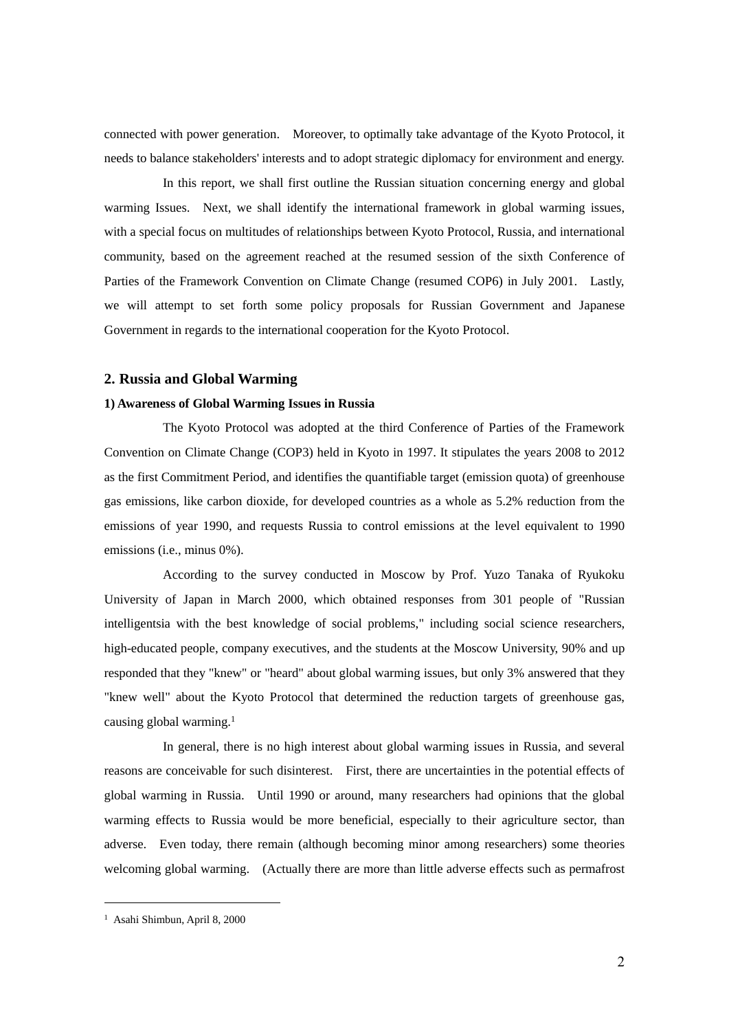connected with power generation. Moreover, to optimally take advantage of the Kyoto Protocol, it needs to balance stakeholders' interests and to adopt strategic diplomacy for environment and energy.

In this report, we shall first outline the Russian situation concerning energy and global warming Issues. Next, we shall identify the international framework in global warming issues, with a special focus on multitudes of relationships between Kyoto Protocol, Russia, and international community, based on the agreement reached at the resumed session of the sixth Conference of Parties of the Framework Convention on Climate Change (resumed COP6) in July 2001. Lastly, we will attempt to set forth some policy proposals for Russian Government and Japanese Government in regards to the international cooperation for the Kyoto Protocol.

## 2. Russia and Global Warming

### 1) Awareness of Global Warming Issues in Russia

The Kyoto Protocol was adopted at the third Conference of Parties of the Framework Convention on Climate Change (COP3) held in Kyoto in 1997. It stipulates the years 2008 to 2012 as the first Commitment Period, and identifies the quantifiable target (emission quota) of greenhouse gas emissions, like carbon dioxide, for developed countries as a whole as 5.2% reduction from the emissions of year 1990, and requests Russia to control emissions at the level equivalent to 1990 emissions (i.e., minus 0%).

According to the survey conducted in Moscow by Prof. Yuzo Tanaka of Ryukoku University of Japan in March 2000, which obtained responses from 301 people of "Russian intelligentsia with the best knowledge of social problems," including social science researchers, high-educated people, company executives, and the students at the Moscow University, 90% and up responded that they "knew" or "heard" about global warming issues, but only 3% answered that they "knew well" about the Kyoto Protocol that determined the reduction targets of greenhouse gas, causing global warming.[1]

In general, there is no high interest about global warming issues in Russia, and several reasons are conceivable for such disinterest. First, there are uncertainties in the potential effects of global warming in Russia. Until 1990 or around, many researchers had opinions that the global warming effects to Russia would be more beneficial, especially to their agriculture sector, than adverse. Even today, there remain (although becoming minor among researchers) some theories welcoming global warming. (Actually there are more than little adverse effects such as permafrost

---

[1] Asahi Shimbun, April 8, 2000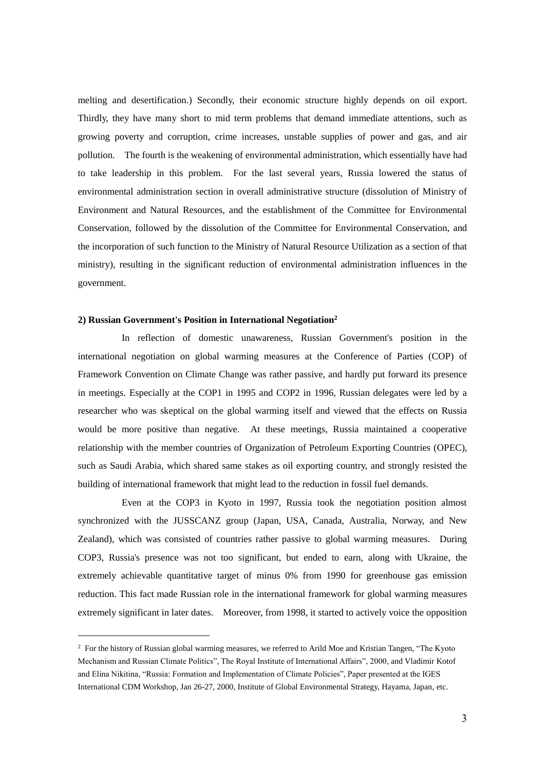melting and desertification.) Secondly, their economic structure highly depends on oil export. Thirdly, they have many short to mid term problems that demand immediate attentions, such as growing poverty and corruption, crime increases, unstable supplies of power and gas, and air pollution. The fourth is the weakening of environmental administration, which essentially have had to take leadership in this problem. For the last several years, Russia lowered the status of environmental administration section in overall administrative structure (dissolution of Ministry of Environment and Natural Resources, and the establishment of the Committee for Environmental Conservation, followed by the dissolution of the Committee for Environmental Conservation, and the incorporation of such function to the Ministry of Natural Resource Utilization as a section of that ministry), resulting in the significant reduction of environmental administration influences in the government.

**2) Russian Government's Position in International Negotiation[2]**

In reflection of domestic unawareness, Russian Government's position in the international negotiation on global warming measures at the Conference of Parties (COP) of Framework Convention on Climate Change was rather passive, and hardly put forward its presence in meetings. Especially at the COP1 in 1995 and COP2 in 1996, Russian delegates were led by a researcher who was skeptical on the global warming itself and viewed that the effects on Russia would be more positive than negative. At these meetings, Russia maintained a cooperative relationship with the member countries of Organization of Petroleum Exporting Countries (OPEC), such as Saudi Arabia, which shared same stakes as oil exporting country, and strongly resisted the building of international framework that might lead to the reduction in fossil fuel demands.

Even at the COP3 in Kyoto in 1997, Russia took the negotiation position almost synchronized with the JUSSCANZ group (Japan, USA, Canada, Australia, Norway, and New Zealand), which was consisted of countries rather passive to global warming measures. During COP3, Russia's presence was not too significant, but ended to earn, along with Ukraine, the extremely achievable quantitative target of minus 0% from 1990 for greenhouse gas emission reduction. This fact made Russian role in the international framework for global warming measures extremely significant in later dates. Moreover, from 1998, it started to actively voice the opposition

---

[2] For the history of Russian global warming measures, we referred to Arild Moe and Kristian Tangen, "The Kyoto Mechanism and Russian Climate Politics", The Royal Institute of International Affairs", 2000, and Vladimir Kotof and Elina Nikitina, "Russia: Formation and Implementation of Climate Policies", Paper presented at the IGES International CDM Workshop, Jan 26-27, 2000, Institute of Global Environmental Strategy, Hayama, Japan, etc.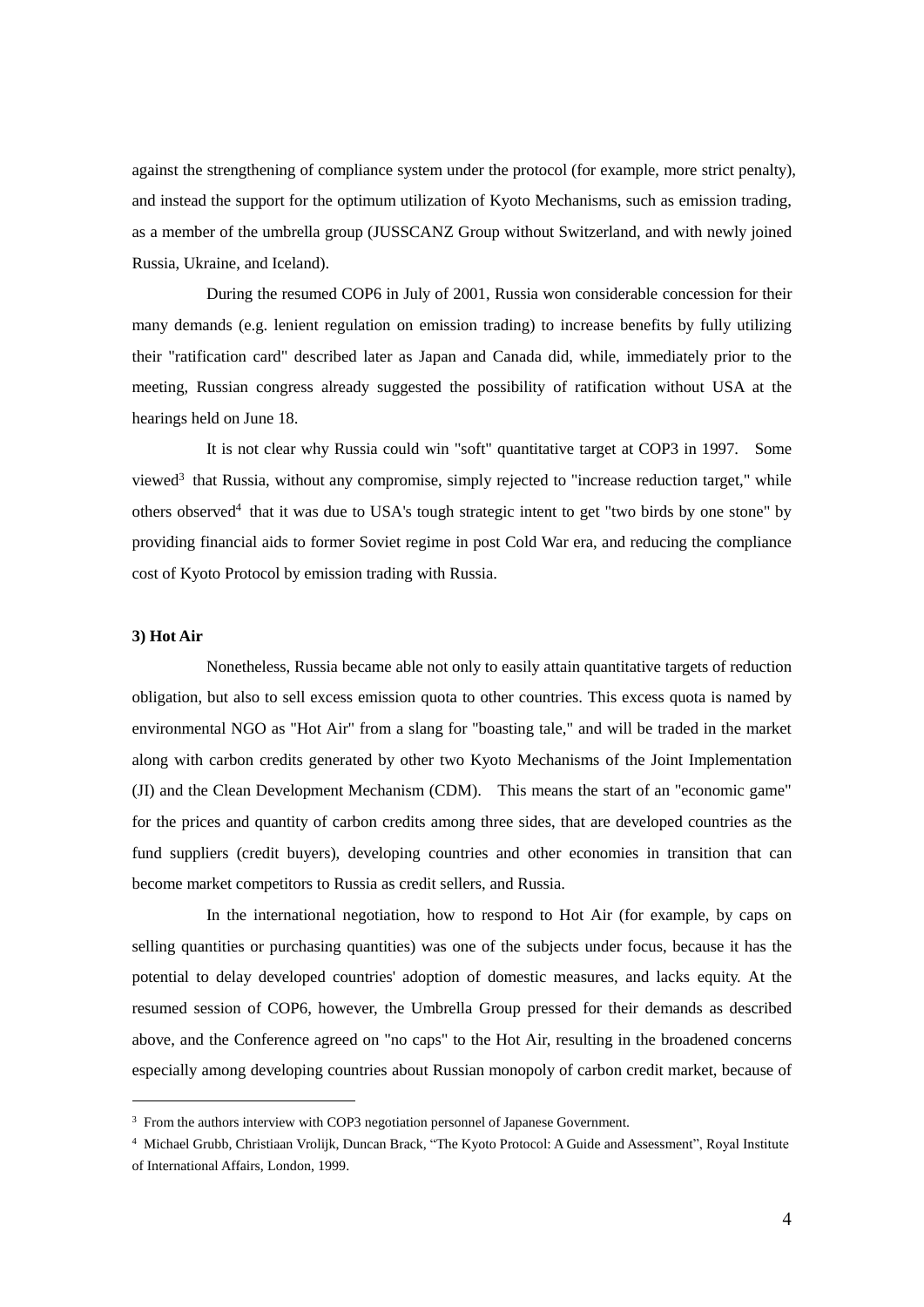against the strengthening of compliance system under the protocol (for example, more strict penalty), and instead the support for the optimum utilization of Kyoto Mechanisms, such as emission trading, as a member of the umbrella group (JUSSCANZ Group without Switzerland, and with newly joined Russia, Ukraine, and Iceland).

During the resumed COP6 in July of 2001, Russia won considerable concession for their many demands (e.g. lenient regulation on emission trading) to increase benefits by fully utilizing their "ratification card" described later as Japan and Canada did, while, immediately prior to the meeting, Russian congress already suggested the possibility of ratification without USA at the hearings held on June 18.

It is not clear why Russia could win "soft" quantitative target at COP3 in 1997. Some viewed[3] that Russia, without any compromise, simply rejected to "increase reduction target," while others observed[4] that it was due to USA's tough strategic intent to get "two birds by one stone" by providing financial aids to former Soviet regime in post Cold War era, and reducing the compliance cost of Kyoto Protocol by emission trading with Russia.

**3) Hot Air**

Nonetheless, Russia became able not only to easily attain quantitative targets of reduction obligation, but also to sell excess emission quota to other countries. This excess quota is named by environmental NGO as "Hot Air" from a slang for "boasting tale," and will be traded in the market along with carbon credits generated by other two Kyoto Mechanisms of the Joint Implementation (JI) and the Clean Development Mechanism (CDM). This means the start of an "economic game" for the prices and quantity of carbon credits among three sides, that are developed countries as the fund suppliers (credit buyers), developing countries and other economies in transition that can become market competitors to Russia as credit sellers, and Russia.

In the international negotiation, how to respond to Hot Air (for example, by caps on selling quantities or purchasing quantities) was one of the subjects under focus, because it has the potential to delay developed countries' adoption of domestic measures, and lacks equity. At the resumed session of COP6, however, the Umbrella Group pressed for their demands as described above, and the Conference agreed on "no caps" to the Hot Air, resulting in the broadened concerns especially among developing countries about Russian monopoly of carbon credit market, because of

---

[3] From the authors interview with COP3 negotiation personnel of Japanese Government.

[4] Michael Grubb, Christiaan Vrolijk, Duncan Brack, "The Kyoto Protocol: A Guide and Assessment", Royal Institute of International Affairs, London, 1999.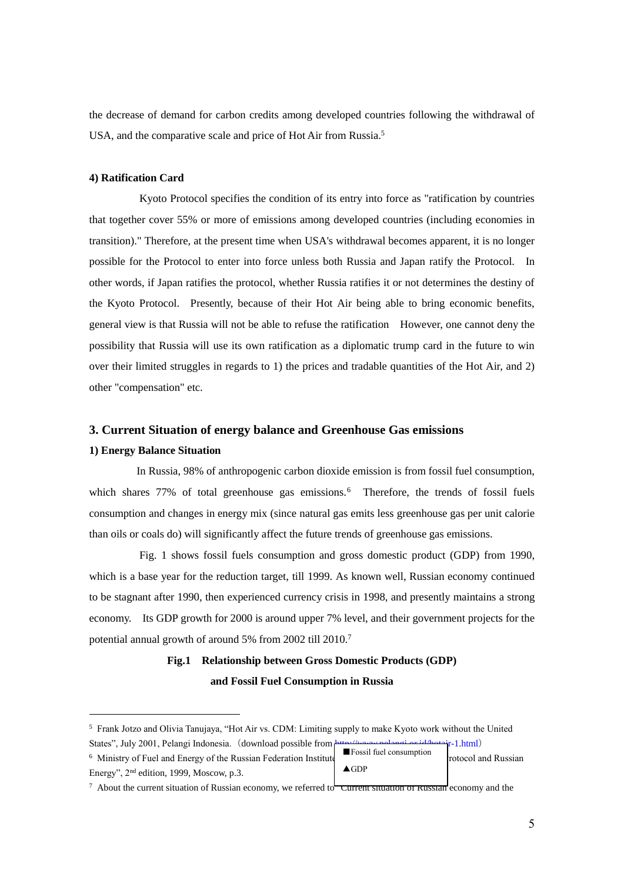the decrease of demand for carbon credits among developed countries following the withdrawal of USA, and the comparative scale and price of Hot Air from Russia.[5]

**4) Ratification Card**

Kyoto Protocol specifies the condition of its entry into force as "ratification by countries that together cover 55% or more of emissions among developed countries (including economies in transition)." Therefore, at the present time when USA's withdrawal becomes apparent, it is no longer possible for the Protocol to enter into force unless both Russia and Japan ratify the Protocol. In other words, if Japan ratifies the protocol, whether Russia ratifies it or not determines the destiny of the Kyoto Protocol. Presently, because of their Hot Air being able to bring economic benefits, general view is that Russia will not be able to refuse the ratification However, one cannot deny the possibility that Russia will use its own ratification as a diplomatic trump card in the future to win over their limited struggles in regards to 1) the prices and tradable quantities of the Hot Air, and 2) other "compensation" etc.

## 3. Current Situation of energy balance and Greenhouse Gas emissions

**1) Energy Balance Situation**

In Russia, 98% of anthropogenic carbon dioxide emission is from fossil fuel consumption, which shares 77% of total greenhouse gas emissions.[6] Therefore, the trends of fossil fuels consumption and changes in energy mix (since natural gas emits less greenhouse gas per unit calorie than oils or coals do) will significantly affect the future trends of greenhouse gas emissions.

Fig. 1 shows fossil fuels consumption and gross domestic product (GDP) from 1990, which is a base year for the reduction target, till 1999. As known well, Russian economy continued to be stagnant after 1990, then experienced currency crisis in 1998, and presently maintains a strong economy. Its GDP growth for 2000 is around upper 7% level, and their government projects for the potential annual growth of around 5% from 2002 till 2010.[7]

**Fig.1 Relationship between Gross Domestic Products (GDP) and Fossil Fuel Consumption in Russia**

■Fossil fuel consumption

▲GDP

---

[5] Frank Jotzo and Olivia Tanujaya, "Hot Air vs. CDM: Limiting supply to make Kyoto work without the United States", July 2001, Pelangi Indonesia.（download possible from http://www.pelangi.or.id/hotair-1.html）

[6] Ministry of Fuel and Energy of the Russian Federation Institute ... rotocol and Russian Energy", 2nd edition, 1999, Moscow, p.3.

[7] About the current situation of Russian economy, we referred to "Current situation of Russian economy and the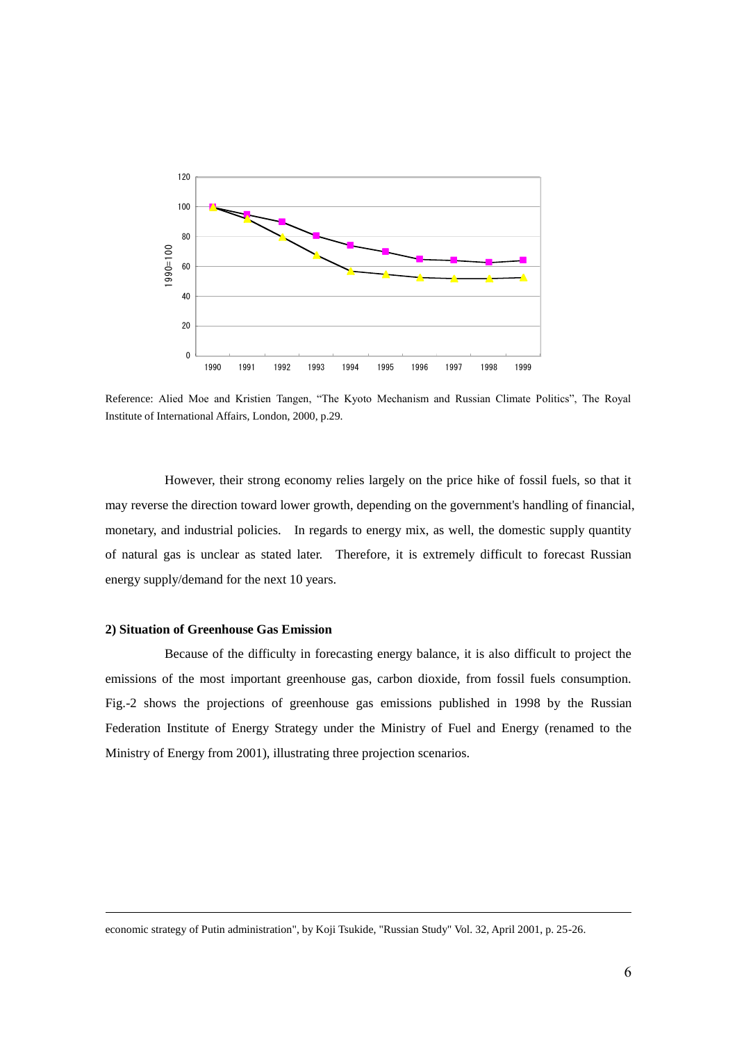Reference: Alied Moe and Kristien Tangen, "The Kyoto Mechanism and Russian Climate Politics", The Royal Institute of International Affairs, London, 2000, p.29.

However, their strong economy relies largely on the price hike of fossil fuels, so that it may reverse the direction toward lower growth, depending on the government's handling of financial, monetary, and industrial policies. In regards to energy mix, as well, the domestic supply quantity of natural gas is unclear as stated later. Therefore, it is extremely difficult to forecast Russian energy supply/demand for the next 10 years.

**2) Situation of Greenhouse Gas Emission**

Because of the difficulty in forecasting energy balance, it is also difficult to project the emissions of the most important greenhouse gas, carbon dioxide, from fossil fuels consumption. Fig.-2 shows the projections of greenhouse gas emissions published in 1998 by the Russian Federation Institute of Energy Strategy under the Ministry of Fuel and Energy (renamed to the Ministry of Energy from 2001), illustrating three projection scenarios.

---

economic strategy of Putin administration", by Koji Tsukide, "Russian Study" Vol. 32, April 2001, p. 25-26.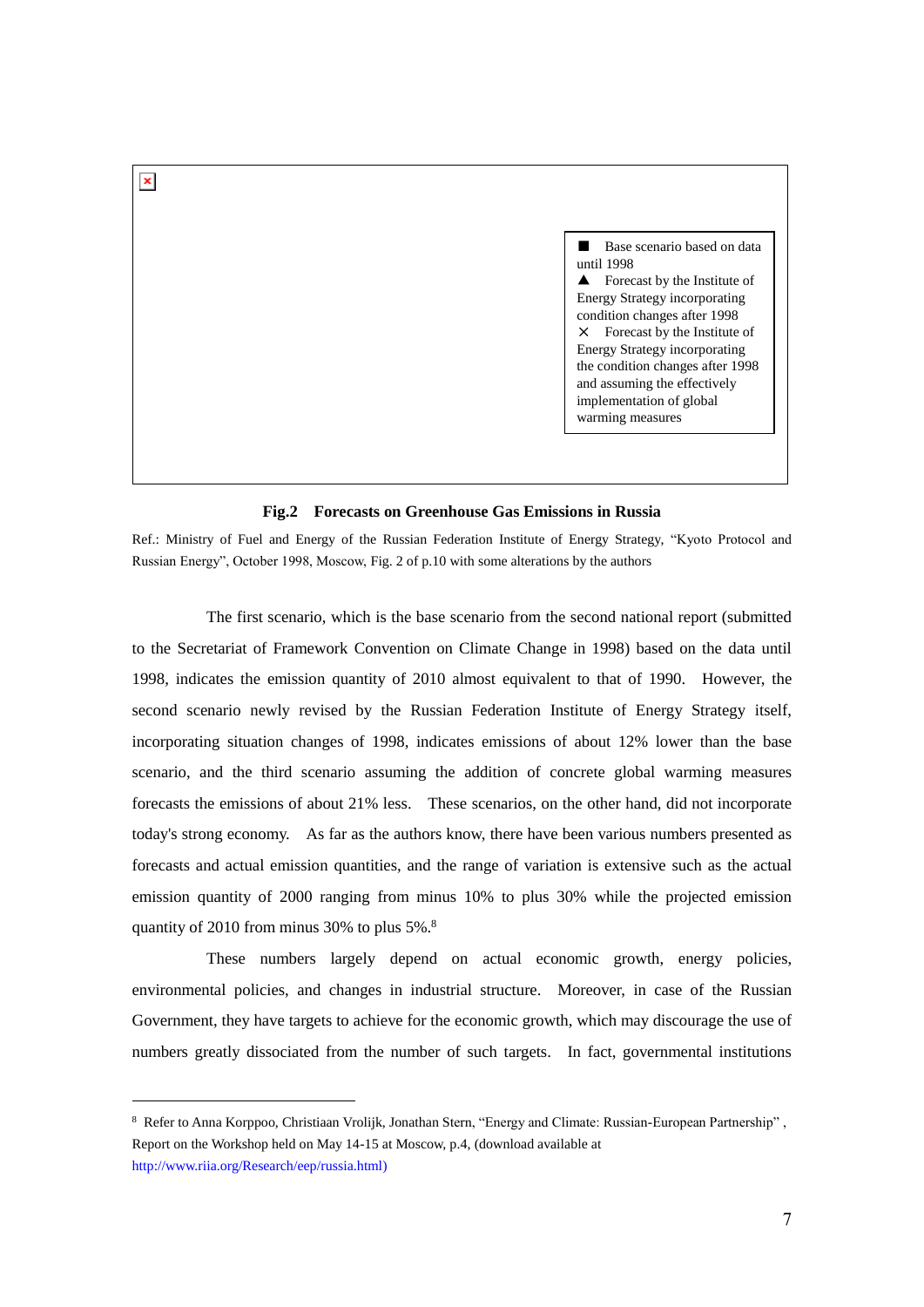■ Base scenario based on data until 1998
▲ Forecast by the Institute of Energy Strategy incorporating condition changes after 1998
× Forecast by the Institute of Energy Strategy incorporating the condition changes after 1998 and assuming the effectively implementation of global warming measures

**Fig.2 Forecasts on Greenhouse Gas Emissions in Russia**

Ref.: Ministry of Fuel and Energy of the Russian Federation Institute of Energy Strategy, "Kyoto Protocol and Russian Energy", October 1998, Moscow, Fig. 2 of p.10 with some alterations by the authors

The first scenario, which is the base scenario from the second national report (submitted to the Secretariat of Framework Convention on Climate Change in 1998) based on the data until 1998, indicates the emission quantity of 2010 almost equivalent to that of 1990. However, the second scenario newly revised by the Russian Federation Institute of Energy Strategy itself, incorporating situation changes of 1998, indicates emissions of about 12% lower than the base scenario, and the third scenario assuming the addition of concrete global warming measures forecasts the emissions of about 21% less. These scenarios, on the other hand, did not incorporate today's strong economy. As far as the authors know, there have been various numbers presented as forecasts and actual emission quantities, and the range of variation is extensive such as the actual emission quantity of 2000 ranging from minus 10% to plus 30% while the projected emission quantity of 2010 from minus 30% to plus 5%.[8]

These numbers largely depend on actual economic growth, energy policies, environmental policies, and changes in industrial structure. Moreover, in case of the Russian Government, they have targets to achieve for the economic growth, which may discourage the use of numbers greatly dissociated from the number of such targets. In fact, governmental institutions

---

[8] Refer to Anna Korppoo, Christiaan Vrolijk, Jonathan Stern, "Energy and Climate: Russian-European Partnership", Report on the Workshop held on May 14-15 at Moscow, p.4, (download available at http://www.riia.org/Research/eep/russia.html)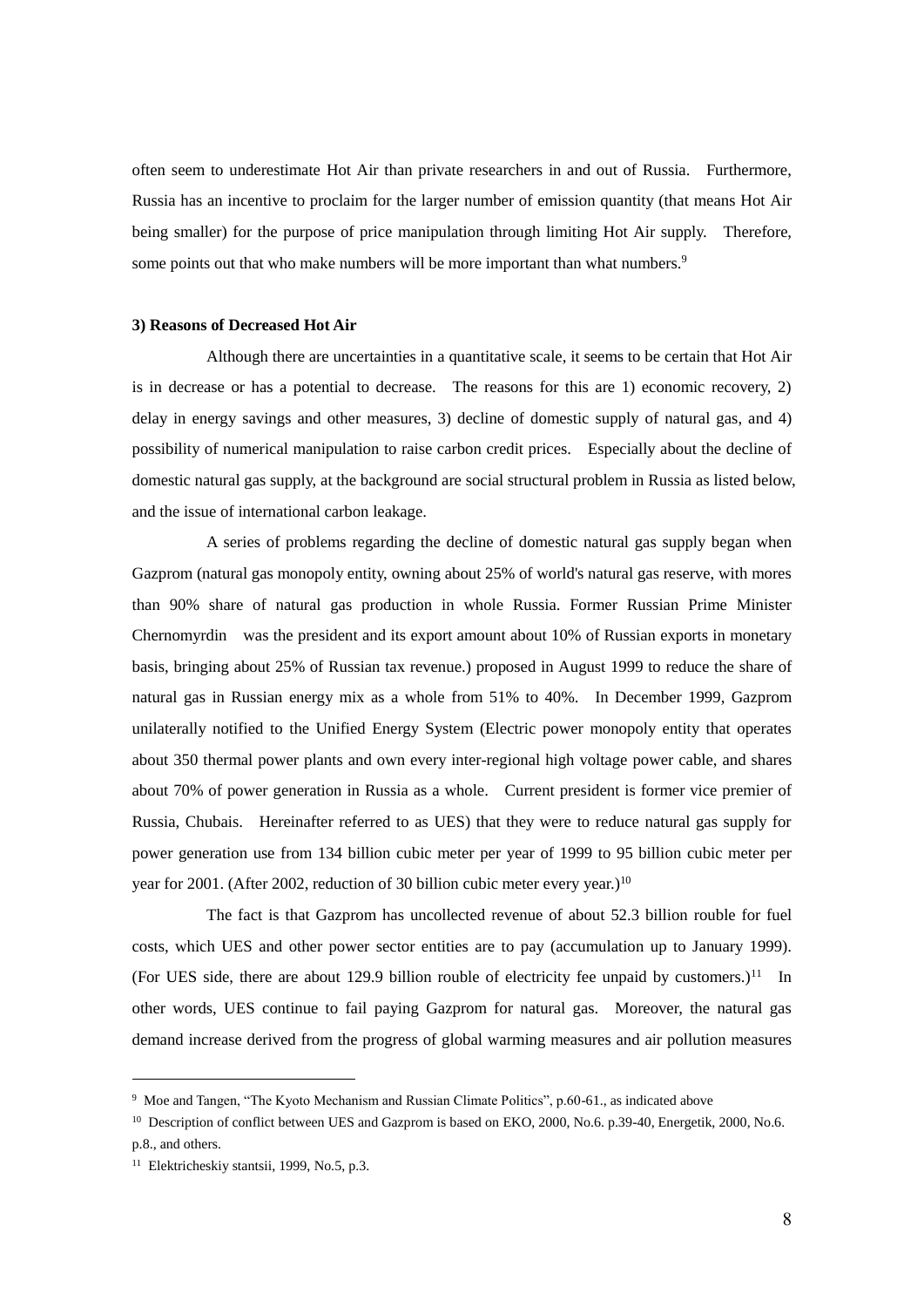often seem to underestimate Hot Air than private researchers in and out of Russia. Furthermore, Russia has an incentive to proclaim for the larger number of emission quantity (that means Hot Air being smaller) for the purpose of price manipulation through limiting Hot Air supply. Therefore, some points out that who make numbers will be more important than what numbers.[9]

**3) Reasons of Decreased Hot Air**

Although there are uncertainties in a quantitative scale, it seems to be certain that Hot Air is in decrease or has a potential to decrease. The reasons for this are 1) economic recovery, 2) delay in energy savings and other measures, 3) decline of domestic supply of natural gas, and 4) possibility of numerical manipulation to raise carbon credit prices. Especially about the decline of domestic natural gas supply, at the background are social structural problem in Russia as listed below, and the issue of international carbon leakage.

A series of problems regarding the decline of domestic natural gas supply began when Gazprom (natural gas monopoly entity, owning about 25% of world's natural gas reserve, with mores than 90% share of natural gas production in whole Russia. Former Russian Prime Minister Chernomyrdin was the president and its export amount about 10% of Russian exports in monetary basis, bringing about 25% of Russian tax revenue.) proposed in August 1999 to reduce the share of natural gas in Russian energy mix as a whole from 51% to 40%. In December 1999, Gazprom unilaterally notified to the Unified Energy System (Electric power monopoly entity that operates about 350 thermal power plants and own every inter-regional high voltage power cable, and shares about 70% of power generation in Russia as a whole. Current president is former vice premier of Russia, Chubais. Hereinafter referred to as UES) that they were to reduce natural gas supply for power generation use from 134 billion cubic meter per year of 1999 to 95 billion cubic meter per year for 2001. (After 2002, reduction of 30 billion cubic meter every year.)[10]

The fact is that Gazprom has uncollected revenue of about 52.3 billion rouble for fuel costs, which UES and other power sector entities are to pay (accumulation up to January 1999). (For UES side, there are about 129.9 billion rouble of electricity fee unpaid by customers.)[11] In other words, UES continue to fail paying Gazprom for natural gas. Moreover, the natural gas demand increase derived from the progress of global warming measures and air pollution measures

---

[9] Moe and Tangen, "The Kyoto Mechanism and Russian Climate Politics", p.60-61., as indicated above

[10] Description of conflict between UES and Gazprom is based on EKO, 2000, No.6. p.39-40, Energetik, 2000, No.6. p.8., and others.

[11] Elektricheskiy stantsii, 1999, No.5, p.3.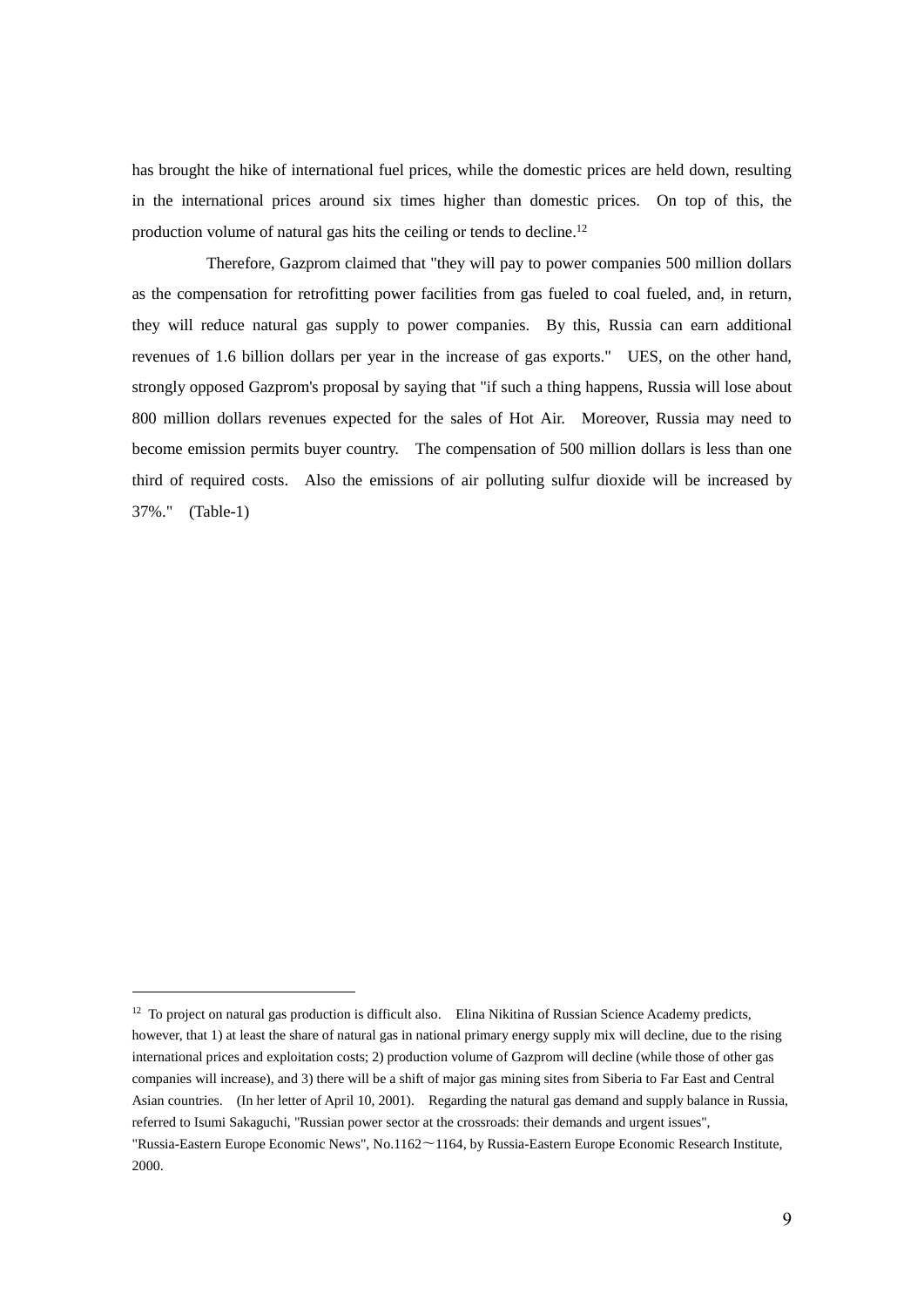has brought the hike of international fuel prices, while the domestic prices are held down, resulting in the international prices around six times higher than domestic prices. On top of this, the production volume of natural gas hits the ceiling or tends to decline.[12]

Therefore, Gazprom claimed that "they will pay to power companies 500 million dollars as the compensation for retrofitting power facilities from gas fueled to coal fueled, and, in return, they will reduce natural gas supply to power companies. By this, Russia can earn additional revenues of 1.6 billion dollars per year in the increase of gas exports." UES, on the other hand, strongly opposed Gazprom's proposal by saying that "if such a thing happens, Russia will lose about 800 million dollars revenues expected for the sales of Hot Air. Moreover, Russia may need to become emission permits buyer country. The compensation of 500 million dollars is less than one third of required costs. Also the emissions of air polluting sulfur dioxide will be increased by 37%." (Table-1)

---

[12] To project on natural gas production is difficult also. Elina Nikitina of Russian Science Academy predicts, however, that 1) at least the share of natural gas in national primary energy supply mix will decline, due to the rising international prices and exploitation costs; 2) production volume of Gazprom will decline (while those of other gas companies will increase), and 3) there will be a shift of major gas mining sites from Siberia to Far East and Central Asian countries. (In her letter of April 10, 2001). Regarding the natural gas demand and supply balance in Russia, referred to Isumi Sakaguchi, "Russian power sector at the crossroads: their demands and urgent issues", "Russia-Eastern Europe Economic News", No.1162～1164, by Russia-Eastern Europe Economic Research Institute, 2000.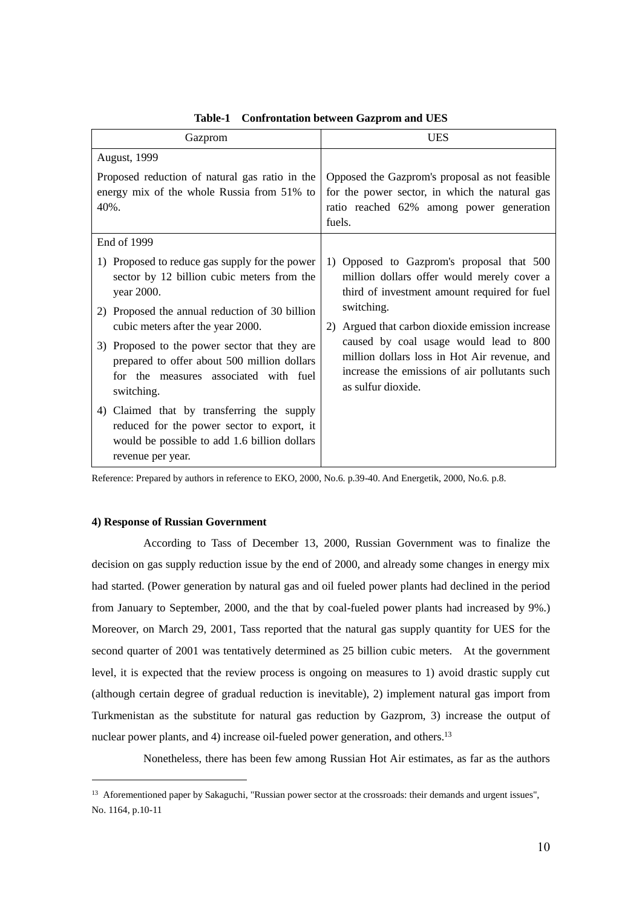**Table-1 Confrontation between Gazprom and UES**

| Gazprom | UES |
|---|---|
| August, 1999<br><br>Proposed reduction of natural gas ratio in the energy mix of the whole Russia from 51% to 40%. | Opposed the Gazprom's proposal as not feasible for the power sector, in which the natural gas ratio reached 62% among power generation fuels. |
| End of 1999<br><br>1) Proposed to reduce gas supply for the power sector by 12 billion cubic meters from the year 2000.<br>2) Proposed the annual reduction of 30 billion cubic meters after the year 2000.<br>3) Proposed to the power sector that they are prepared to offer about 500 million dollars for the measures associated with fuel switching.<br>4) Claimed that by transferring the supply reduced for the power sector to export, it would be possible to add 1.6 billion dollars revenue per year. | 1) Opposed to Gazprom's proposal that 500 million dollars offer would merely cover a third of investment amount required for fuel switching.<br>2) Argued that carbon dioxide emission increase caused by coal usage would lead to 800 million dollars loss in Hot Air revenue, and increase the emissions of air pollutants such as sulfur dioxide. |

Reference: Prepared by authors in reference to EKO, 2000, No.6. p.39-40. And Energetik, 2000, No.6. p.8.

**4) Response of Russian Government**

According to Tass of December 13, 2000, Russian Government was to finalize the decision on gas supply reduction issue by the end of 2000, and already some changes in energy mix had started. (Power generation by natural gas and oil fueled power plants had declined in the period from January to September, 2000, and the that by coal-fueled power plants had increased by 9%.) Moreover, on March 29, 2001, Tass reported that the natural gas supply quantity for UES for the second quarter of 2001 was tentatively determined as 25 billion cubic meters. At the government level, it is expected that the review process is ongoing on measures to 1) avoid drastic supply cut (although certain degree of gradual reduction is inevitable), 2) implement natural gas import from Turkmenistan as the substitute for natural gas reduction by Gazprom, 3) increase the output of nuclear power plants, and 4) increase oil-fueled power generation, and others.[13]

Nonetheless, there has been few among Russian Hot Air estimates, as far as the authors

[13] Aforementioned paper by Sakaguchi, "Russian power sector at the crossroads: their demands and urgent issues", No. 1164, p.10-11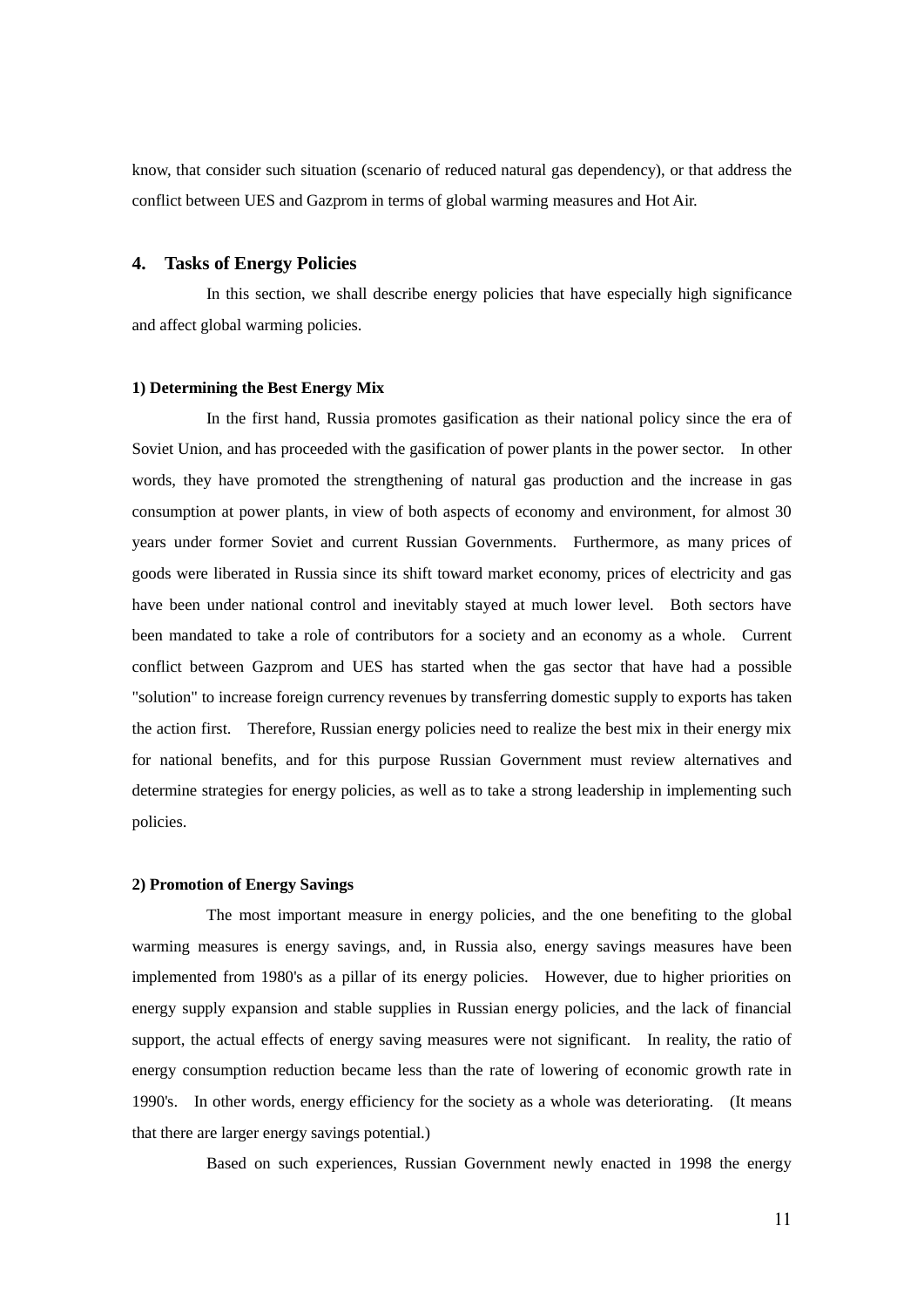know, that consider such situation (scenario of reduced natural gas dependency), or that address the conflict between UES and Gazprom in terms of global warming measures and Hot Air.

## 4. Tasks of Energy Policies

In this section, we shall describe energy policies that have especially high significance and affect global warming policies.

### 1) Determining the Best Energy Mix

In the first hand, Russia promotes gasification as their national policy since the era of Soviet Union, and has proceeded with the gasification of power plants in the power sector. In other words, they have promoted the strengthening of natural gas production and the increase in gas consumption at power plants, in view of both aspects of economy and environment, for almost 30 years under former Soviet and current Russian Governments. Furthermore, as many prices of goods were liberated in Russia since its shift toward market economy, prices of electricity and gas have been under national control and inevitably stayed at much lower level. Both sectors have been mandated to take a role of contributors for a society and an economy as a whole. Current conflict between Gazprom and UES has started when the gas sector that have had a possible "solution" to increase foreign currency revenues by transferring domestic supply to exports has taken the action first. Therefore, Russian energy policies need to realize the best mix in their energy mix for national benefits, and for this purpose Russian Government must review alternatives and determine strategies for energy policies, as well as to take a strong leadership in implementing such policies.

### 2) Promotion of Energy Savings

The most important measure in energy policies, and the one benefiting to the global warming measures is energy savings, and, in Russia also, energy savings measures have been implemented from 1980's as a pillar of its energy policies. However, due to higher priorities on energy supply expansion and stable supplies in Russian energy policies, and the lack of financial support, the actual effects of energy saving measures were not significant. In reality, the ratio of energy consumption reduction became less than the rate of lowering of economic growth rate in 1990's. In other words, energy efficiency for the society as a whole was deteriorating. (It means that there are larger energy savings potential.)

Based on such experiences, Russian Government newly enacted in 1998 the energy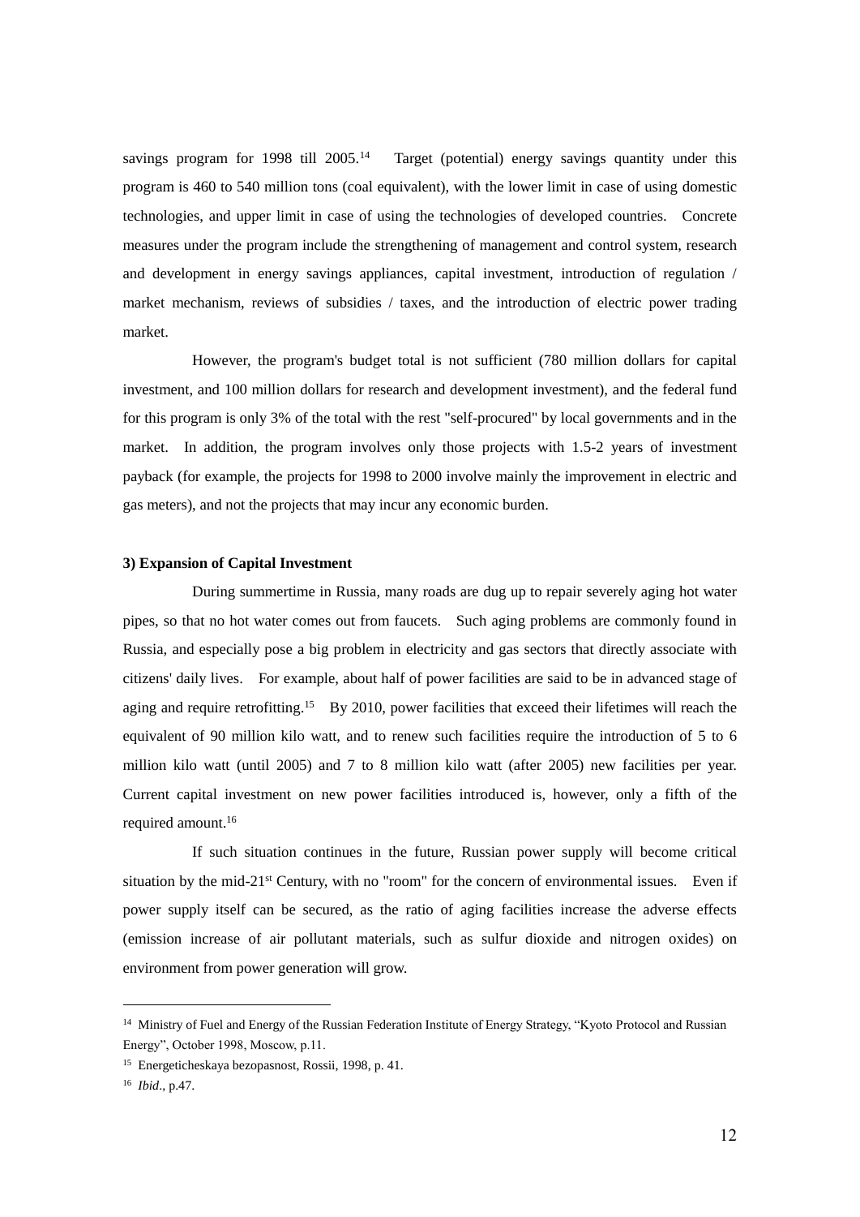savings program for 1998 till 2005.[14] Target (potential) energy savings quantity under this program is 460 to 540 million tons (coal equivalent), with the lower limit in case of using domestic technologies, and upper limit in case of using the technologies of developed countries. Concrete measures under the program include the strengthening of management and control system, research and development in energy savings appliances, capital investment, introduction of regulation / market mechanism, reviews of subsidies / taxes, and the introduction of electric power trading market.

However, the program's budget total is not sufficient (780 million dollars for capital investment, and 100 million dollars for research and development investment), and the federal fund for this program is only 3% of the total with the rest "self-procured" by local governments and in the market. In addition, the program involves only those projects with 1.5-2 years of investment payback (for example, the projects for 1998 to 2000 involve mainly the improvement in electric and gas meters), and not the projects that may incur any economic burden.

**3) Expansion of Capital Investment**

During summertime in Russia, many roads are dug up to repair severely aging hot water pipes, so that no hot water comes out from faucets. Such aging problems are commonly found in Russia, and especially pose a big problem in electricity and gas sectors that directly associate with citizens' daily lives. For example, about half of power facilities are said to be in advanced stage of aging and require retrofitting.[15] By 2010, power facilities that exceed their lifetimes will reach the equivalent of 90 million kilo watt, and to renew such facilities require the introduction of 5 to 6 million kilo watt (until 2005) and 7 to 8 million kilo watt (after 2005) new facilities per year. Current capital investment on new power facilities introduced is, however, only a fifth of the required amount.[16]

If such situation continues in the future, Russian power supply will become critical situation by the mid-21st Century, with no "room" for the concern of environmental issues. Even if power supply itself can be secured, as the ratio of aging facilities increase the adverse effects (emission increase of air pollutant materials, such as sulfur dioxide and nitrogen oxides) on environment from power generation will grow.

---

[14] Ministry of Fuel and Energy of the Russian Federation Institute of Energy Strategy, "Kyoto Protocol and Russian Energy", October 1998, Moscow, p.11.

[15] Energeticheskaya bezopasnost, Rossii, 1998, p. 41.

[16] *Ibid*., p.47.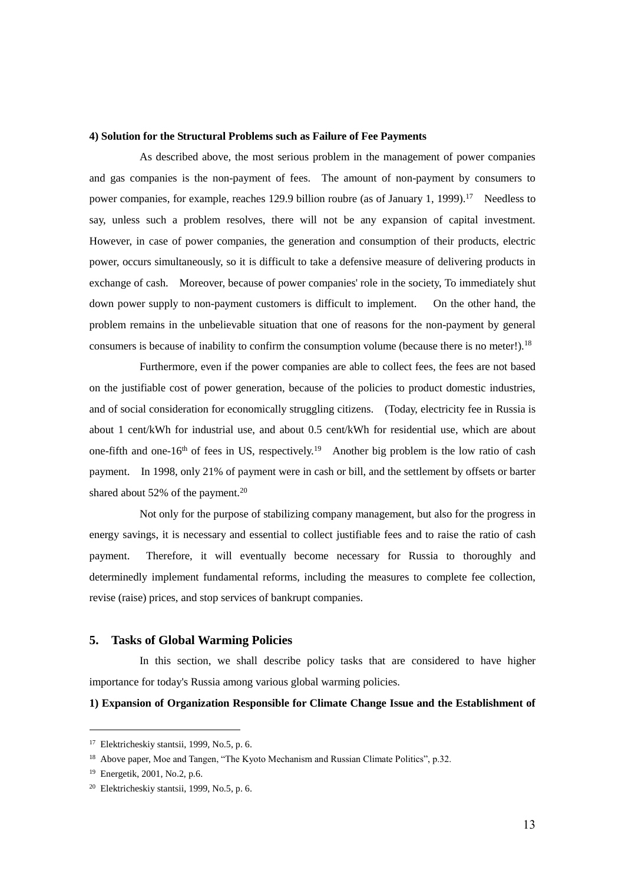**4) Solution for the Structural Problems such as Failure of Fee Payments**

As described above, the most serious problem in the management of power companies and gas companies is the non-payment of fees. The amount of non-payment by consumers to power companies, for example, reaches 129.9 billion roubre (as of January 1, 1999).[17] Needless to say, unless such a problem resolves, there will not be any expansion of capital investment. However, in case of power companies, the generation and consumption of their products, electric power, occurs simultaneously, so it is difficult to take a defensive measure of delivering products in exchange of cash. Moreover, because of power companies' role in the society, To immediately shut down power supply to non-payment customers is difficult to implement. On the other hand, the problem remains in the unbelievable situation that one of reasons for the non-payment by general consumers is because of inability to confirm the consumption volume (because there is no meter!).[18]

Furthermore, even if the power companies are able to collect fees, the fees are not based on the justifiable cost of power generation, because of the policies to product domestic industries, and of social consideration for economically struggling citizens. (Today, electricity fee in Russia is about 1 cent/kWh for industrial use, and about 0.5 cent/kWh for residential use, which are about one-fifth and one-16th of fees in US, respectively.[19] Another big problem is the low ratio of cash payment. In 1998, only 21% of payment were in cash or bill, and the settlement by offsets or barter shared about 52% of the payment.[20]

Not only for the purpose of stabilizing company management, but also for the progress in energy savings, it is necessary and essential to collect justifiable fees and to raise the ratio of cash payment. Therefore, it will eventually become necessary for Russia to thoroughly and determinedly implement fundamental reforms, including the measures to complete fee collection, revise (raise) prices, and stop services of bankrupt companies.

## 5. Tasks of Global Warming Policies

In this section, we shall describe policy tasks that are considered to have higher importance for today's Russia among various global warming policies.

**1) Expansion of Organization Responsible for Climate Change Issue and the Establishment of**

---

[17] Elektricheskiy stantsii, 1999, No.5, p. 6.

[18] Above paper, Moe and Tangen, "The Kyoto Mechanism and Russian Climate Politics", p.32.

[19] Energetik, 2001, No.2, p.6.

[20] Elektricheskiy stantsii, 1999, No.5, p. 6.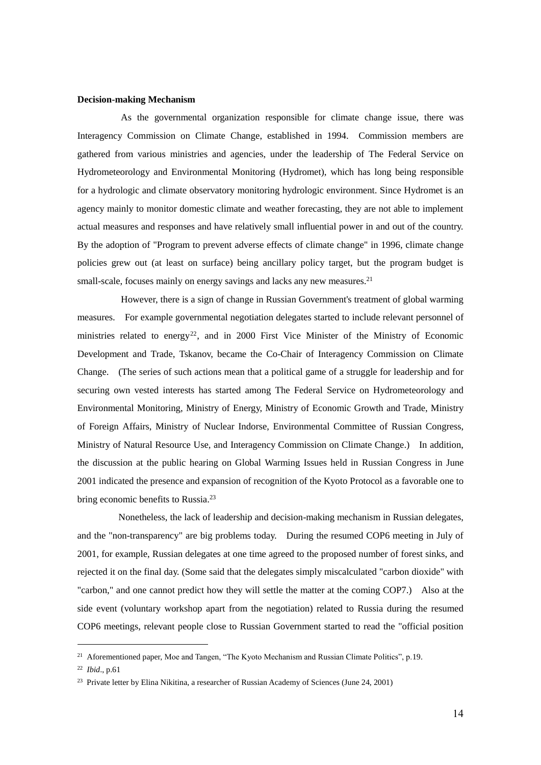**Decision-making Mechanism**

As the governmental organization responsible for climate change issue, there was Interagency Commission on Climate Change, established in 1994. Commission members are gathered from various ministries and agencies, under the leadership of The Federal Service on Hydrometeorology and Environmental Monitoring (Hydromet), which has long being responsible for a hydrologic and climate observatory monitoring hydrologic environment. Since Hydromet is an agency mainly to monitor domestic climate and weather forecasting, they are not able to implement actual measures and responses and have relatively small influential power in and out of the country. By the adoption of "Program to prevent adverse effects of climate change" in 1996, climate change policies grew out (at least on surface) being ancillary policy target, but the program budget is small-scale, focuses mainly on energy savings and lacks any new measures.[21]

However, there is a sign of change in Russian Government's treatment of global warming measures. For example governmental negotiation delegates started to include relevant personnel of ministries related to energy[22], and in 2000 First Vice Minister of the Ministry of Economic Development and Trade, Tskanov, became the Co-Chair of Interagency Commission on Climate Change. (The series of such actions mean that a political game of a struggle for leadership and for securing own vested interests has started among The Federal Service on Hydrometeorology and Environmental Monitoring, Ministry of Energy, Ministry of Economic Growth and Trade, Ministry of Foreign Affairs, Ministry of Nuclear Indorse, Environmental Committee of Russian Congress, Ministry of Natural Resource Use, and Interagency Commission on Climate Change.) In addition, the discussion at the public hearing on Global Warming Issues held in Russian Congress in June 2001 indicated the presence and expansion of recognition of the Kyoto Protocol as a favorable one to bring economic benefits to Russia.[23]

Nonetheless, the lack of leadership and decision-making mechanism in Russian delegates, and the "non-transparency" are big problems today. During the resumed COP6 meeting in July of 2001, for example, Russian delegates at one time agreed to the proposed number of forest sinks, and rejected it on the final day. (Some said that the delegates simply miscalculated "carbon dioxide" with "carbon," and one cannot predict how they will settle the matter at the coming COP7.) Also at the side event (voluntary workshop apart from the negotiation) related to Russia during the resumed COP6 meetings, relevant people close to Russian Government started to read the "official position

---

[21] Aforementioned paper, Moe and Tangen, "The Kyoto Mechanism and Russian Climate Politics", p.19.

[22] *Ibid*., p.61

[23] Private letter by Elina Nikitina, a researcher of Russian Academy of Sciences (June 24, 2001)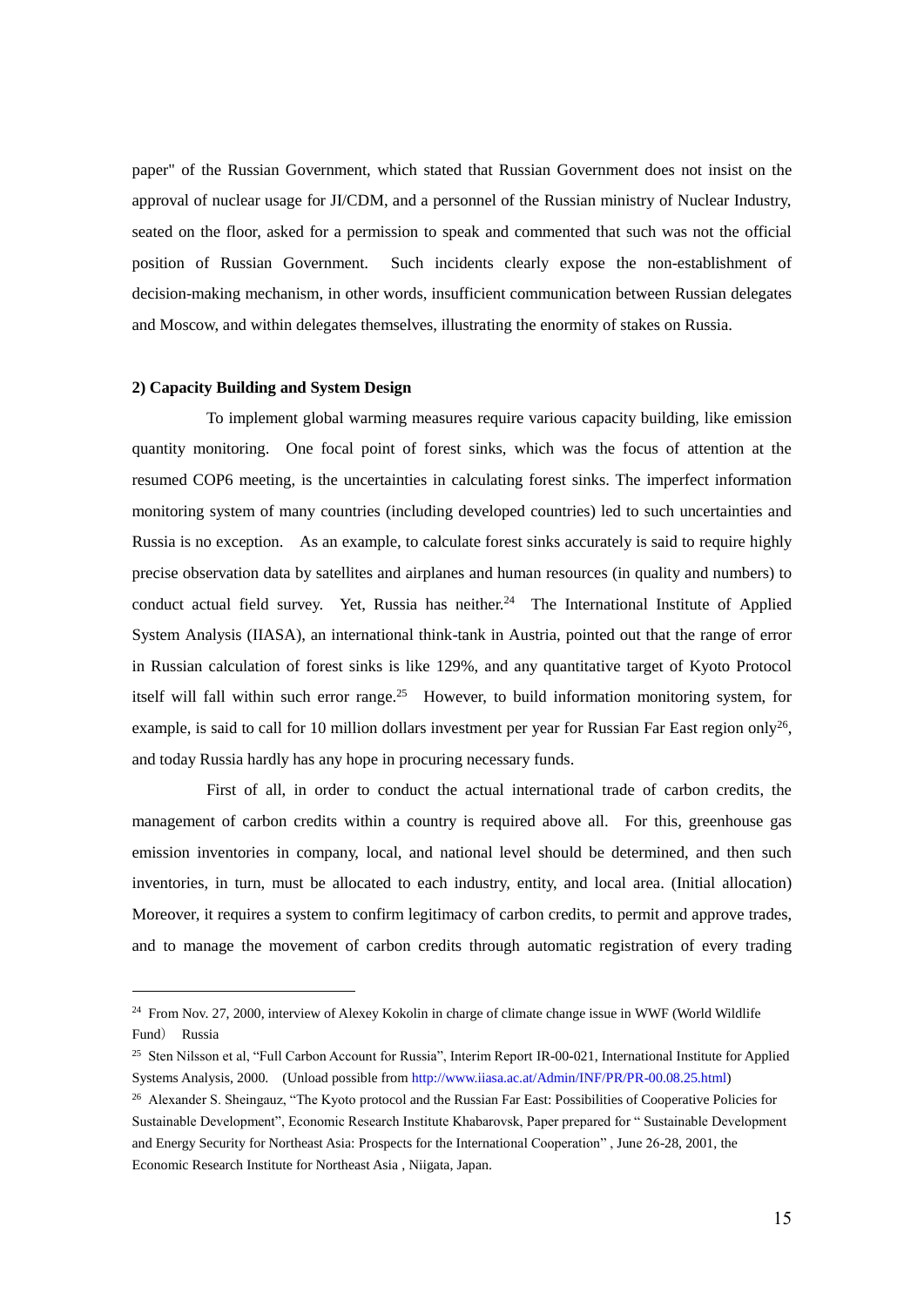paper" of the Russian Government, which stated that Russian Government does not insist on the approval of nuclear usage for JI/CDM, and a personnel of the Russian ministry of Nuclear Industry, seated on the floor, asked for a permission to speak and commented that such was not the official position of Russian Government. Such incidents clearly expose the non-establishment of decision-making mechanism, in other words, insufficient communication between Russian delegates and Moscow, and within delegates themselves, illustrating the enormity of stakes on Russia.

**2) Capacity Building and System Design**

To implement global warming measures require various capacity building, like emission quantity monitoring. One focal point of forest sinks, which was the focus of attention at the resumed COP6 meeting, is the uncertainties in calculating forest sinks. The imperfect information monitoring system of many countries (including developed countries) led to such uncertainties and Russia is no exception. As an example, to calculate forest sinks accurately is said to require highly precise observation data by satellites and airplanes and human resources (in quality and numbers) to conduct actual field survey. Yet, Russia has neither.[24] The International Institute of Applied System Analysis (IIASA), an international think-tank in Austria, pointed out that the range of error in Russian calculation of forest sinks is like 129%, and any quantitative target of Kyoto Protocol itself will fall within such error range.[25] However, to build information monitoring system, for example, is said to call for 10 million dollars investment per year for Russian Far East region only[26], and today Russia hardly has any hope in procuring necessary funds.

First of all, in order to conduct the actual international trade of carbon credits, the management of carbon credits within a country is required above all. For this, greenhouse gas emission inventories in company, local, and national level should be determined, and then such inventories, in turn, must be allocated to each industry, entity, and local area. (Initial allocation) Moreover, it requires a system to confirm legitimacy of carbon credits, to permit and approve trades, and to manage the movement of carbon credits through automatic registration of every trading

---

[24] From Nov. 27, 2000, interview of Alexey Kokolin in charge of climate change issue in WWF (World Wildlife Fund) Russia

[25] Sten Nilsson et al, "Full Carbon Account for Russia", Interim Report IR-00-021, International Institute for Applied Systems Analysis, 2000. (Unload possible from http://www.iiasa.ac.at/Admin/INF/PR/PR-00.08.25.html)

[26] Alexander S. Sheingauz, "The Kyoto protocol and the Russian Far East: Possibilities of Cooperative Policies for Sustainable Development", Economic Research Institute Khabarovsk, Paper prepared for " Sustainable Development and Energy Security for Northeast Asia: Prospects for the International Cooperation" , June 26-28, 2001, the Economic Research Institute for Northeast Asia , Niigata, Japan.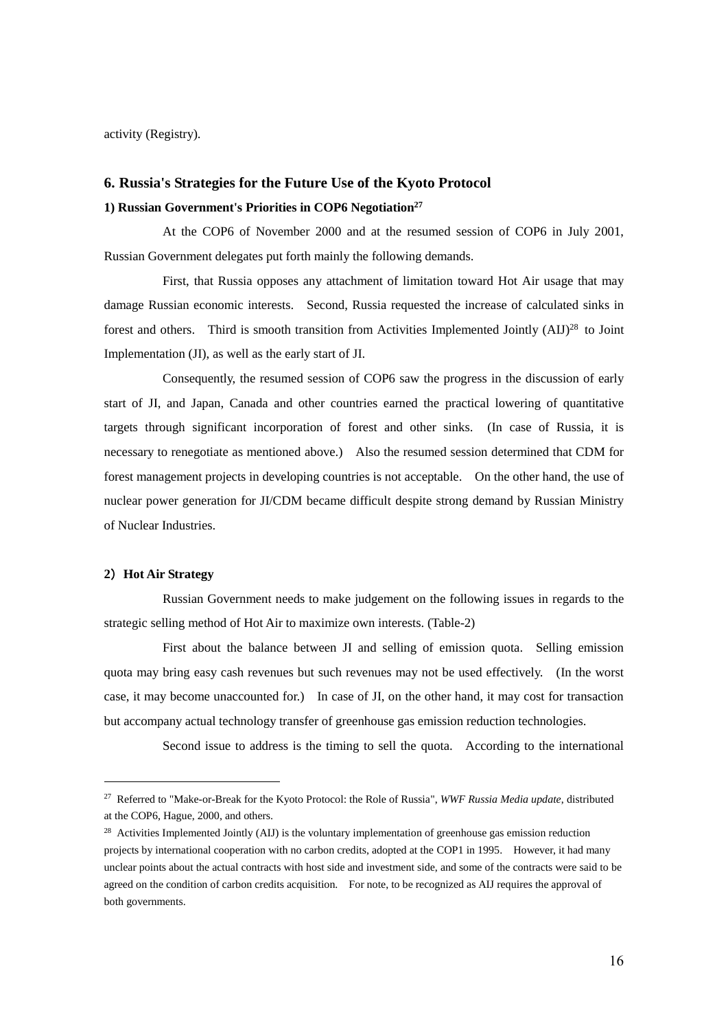activity (Registry).

## 6. Russia's Strategies for the Future Use of the Kyoto Protocol

### 1) Russian Government's Priorities in COP6 Negotiation[27]

At the COP6 of November 2000 and at the resumed session of COP6 in July 2001, Russian Government delegates put forth mainly the following demands.

First, that Russia opposes any attachment of limitation toward Hot Air usage that may damage Russian economic interests. Second, Russia requested the increase of calculated sinks in forest and others. Third is smooth transition from Activities Implemented Jointly (AIJ)[28] to Joint Implementation (JI), as well as the early start of JI.

Consequently, the resumed session of COP6 saw the progress in the discussion of early start of JI, and Japan, Canada and other countries earned the practical lowering of quantitative targets through significant incorporation of forest and other sinks. (In case of Russia, it is necessary to renegotiate as mentioned above.) Also the resumed session determined that CDM for forest management projects in developing countries is not acceptable. On the other hand, the use of nuclear power generation for JI/CDM became difficult despite strong demand by Russian Ministry of Nuclear Industries.

### 2) Hot Air Strategy

Russian Government needs to make judgement on the following issues in regards to the strategic selling method of Hot Air to maximize own interests. (Table-2)

First about the balance between JI and selling of emission quota. Selling emission quota may bring easy cash revenues but such revenues may not be used effectively. (In the worst case, it may become unaccounted for.) In case of JI, on the other hand, it may cost for transaction but accompany actual technology transfer of greenhouse gas emission reduction technologies.

Second issue to address is the timing to sell the quota. According to the international

---

[27] Referred to "Make-or-Break for the Kyoto Protocol: the Role of Russia", *WWF Russia Media update*, distributed at the COP6, Hague, 2000, and others.

[28] Activities Implemented Jointly (AIJ) is the voluntary implementation of greenhouse gas emission reduction projects by international cooperation with no carbon credits, adopted at the COP1 in 1995. However, it had many unclear points about the actual contracts with host side and investment side, and some of the contracts were said to be agreed on the condition of carbon credits acquisition. For note, to be recognized as AIJ requires the approval of both governments.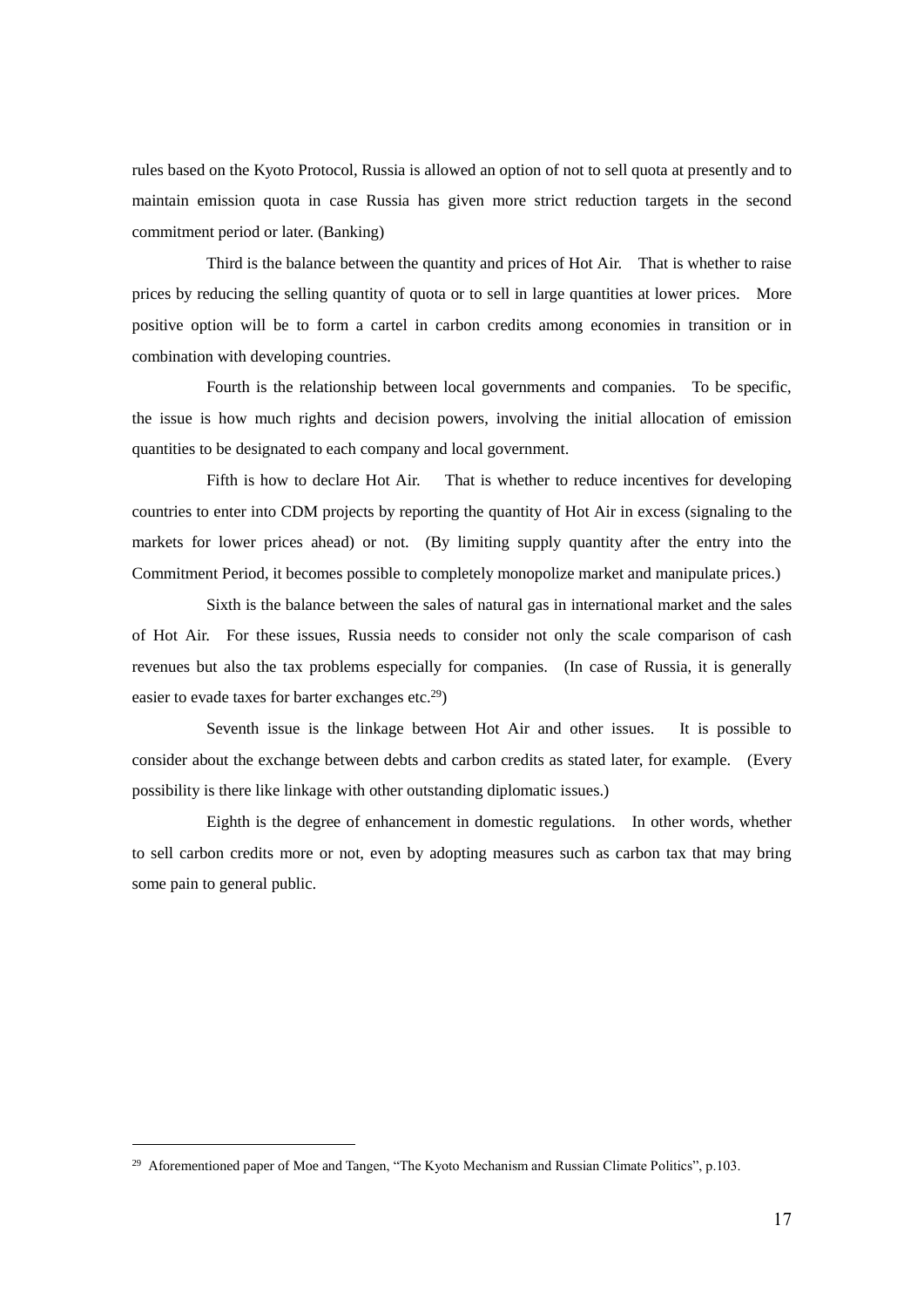rules based on the Kyoto Protocol, Russia is allowed an option of not to sell quota at presently and to maintain emission quota in case Russia has given more strict reduction targets in the second commitment period or later. (Banking)

Third is the balance between the quantity and prices of Hot Air. That is whether to raise prices by reducing the selling quantity of quota or to sell in large quantities at lower prices. More positive option will be to form a cartel in carbon credits among economies in transition or in combination with developing countries.

Fourth is the relationship between local governments and companies. To be specific, the issue is how much rights and decision powers, involving the initial allocation of emission quantities to be designated to each company and local government.

Fifth is how to declare Hot Air. That is whether to reduce incentives for developing countries to enter into CDM projects by reporting the quantity of Hot Air in excess (signaling to the markets for lower prices ahead) or not. (By limiting supply quantity after the entry into the Commitment Period, it becomes possible to completely monopolize market and manipulate prices.)

Sixth is the balance between the sales of natural gas in international market and the sales of Hot Air. For these issues, Russia needs to consider not only the scale comparison of cash revenues but also the tax problems especially for companies. (In case of Russia, it is generally easier to evade taxes for barter exchanges etc.[29])

Seventh issue is the linkage between Hot Air and other issues. It is possible to consider about the exchange between debts and carbon credits as stated later, for example. (Every possibility is there like linkage with other outstanding diplomatic issues.)

Eighth is the degree of enhancement in domestic regulations. In other words, whether to sell carbon credits more or not, even by adopting measures such as carbon tax that may bring some pain to general public.

---

[29] Aforementioned paper of Moe and Tangen, "The Kyoto Mechanism and Russian Climate Politics", p.103.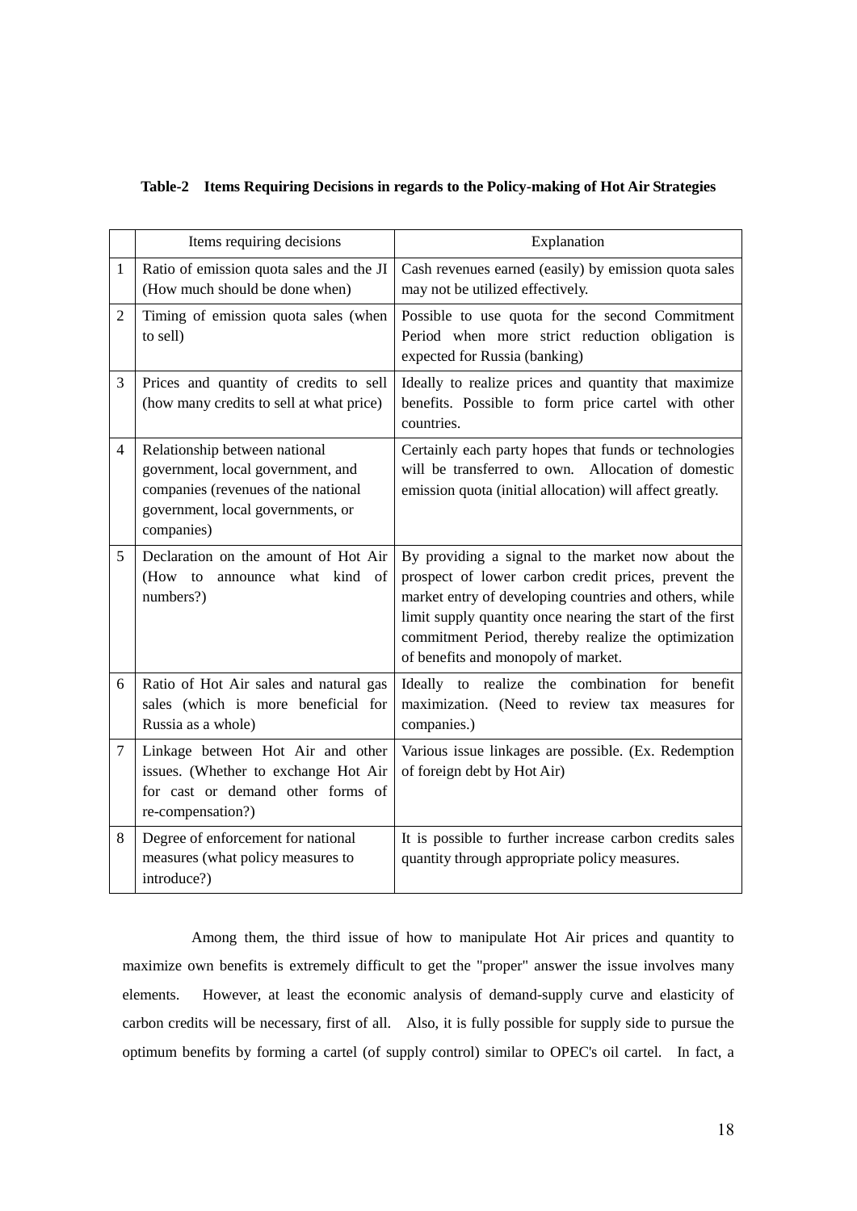**Table-2 Items Requiring Decisions in regards to the Policy-making of Hot Air Strategies**

| | Items requiring decisions | Explanation |
|---|---|---|
| 1 | Ratio of emission quota sales and the JI (How much should be done when) | Cash revenues earned (easily) by emission quota sales may not be utilized effectively. |
| 2 | Timing of emission quota sales (when to sell) | Possible to use quota for the second Commitment Period when more strict reduction obligation is expected for Russia (banking) |
| 3 | Prices and quantity of credits to sell (how many credits to sell at what price) | Ideally to realize prices and quantity that maximize benefits. Possible to form price cartel with other countries. |
| 4 | Relationship between national government, local government, and companies (revenues of the national government, local governments, or companies) | Certainly each party hopes that funds or technologies will be transferred to own. Allocation of domestic emission quota (initial allocation) will affect greatly. |
| 5 | Declaration on the amount of Hot Air (How to announce what kind of numbers?) | By providing a signal to the market now about the prospect of lower carbon credit prices, prevent the market entry of developing countries and others, while limit supply quantity once nearing the start of the first commitment Period, thereby realize the optimization of benefits and monopoly of market. |
| 6 | Ratio of Hot Air sales and natural gas sales (which is more beneficial for Russia as a whole) | Ideally to realize the combination for benefit maximization. (Need to review tax measures for companies.) |
| 7 | Linkage between Hot Air and other issues. (Whether to exchange Hot Air for cast or demand other forms of re-compensation?) | Various issue linkages are possible. (Ex. Redemption of foreign debt by Hot Air) |
| 8 | Degree of enforcement for national measures (what policy measures to introduce?) | It is possible to further increase carbon credits sales quantity through appropriate policy measures. |

Among them, the third issue of how to manipulate Hot Air prices and quantity to maximize own benefits is extremely difficult to get the "proper" answer the issue involves many elements. However, at least the economic analysis of demand-supply curve and elasticity of carbon credits will be necessary, first of all. Also, it is fully possible for supply side to pursue the optimum benefits by forming a cartel (of supply control) similar to OPEC's oil cartel. In fact, a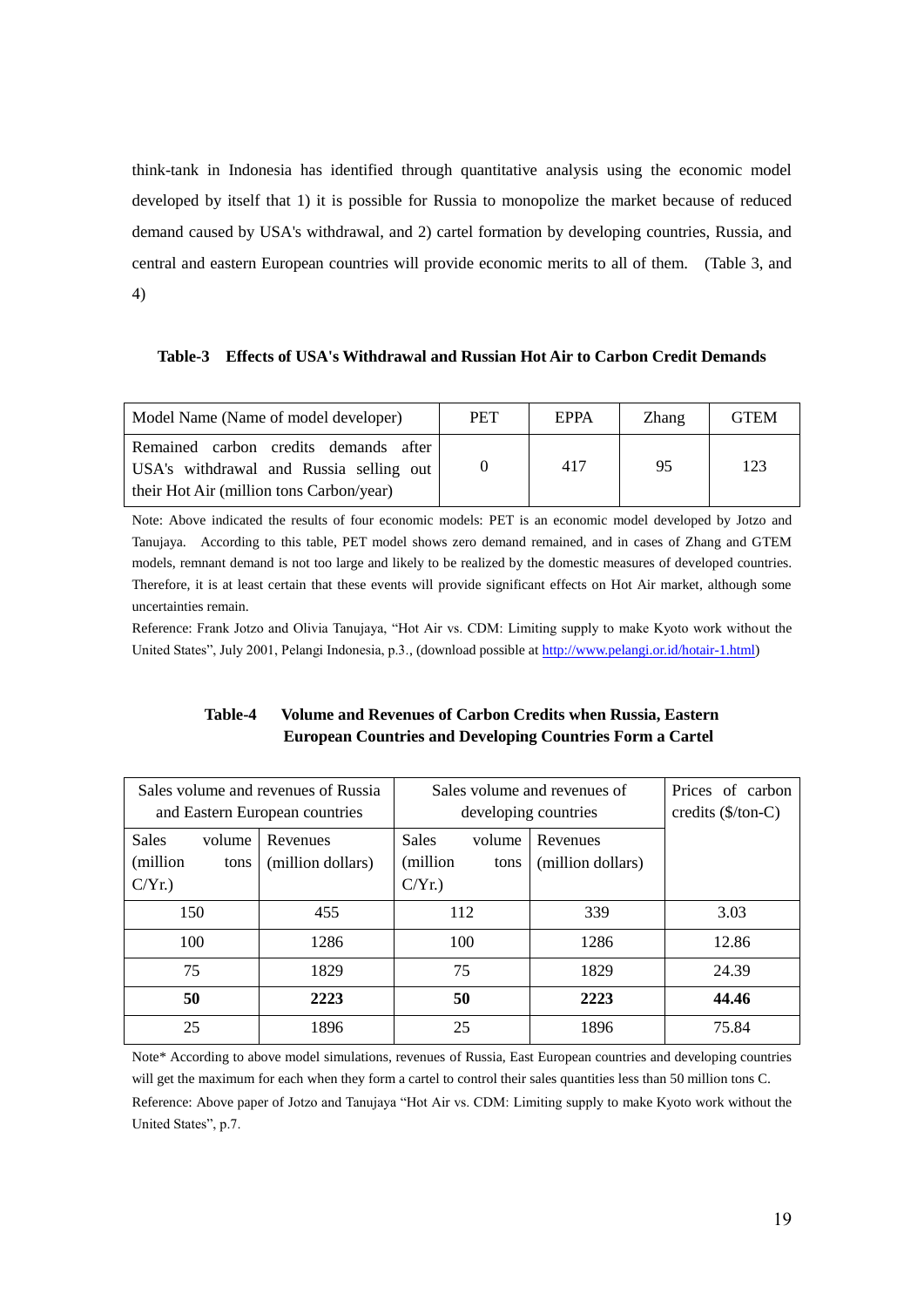think-tank in Indonesia has identified through quantitative analysis using the economic model developed by itself that 1) it is possible for Russia to monopolize the market because of reduced demand caused by USA's withdrawal, and 2) cartel formation by developing countries, Russia, and central and eastern European countries will provide economic merits to all of them. (Table 3, and 4)

**Table-3 Effects of USA's Withdrawal and Russian Hot Air to Carbon Credit Demands**

| Model Name (Name of model developer) | PET | EPPA | Zhang | GTEM |
|---|---|---|---|---|
| Remained carbon credits demands after USA's withdrawal and Russia selling out their Hot Air (million tons Carbon/year) | 0 | 417 | 95 | 123 |

Note: Above indicated the results of four economic models: PET is an economic model developed by Jotzo and Tanujaya. According to this table, PET model shows zero demand remained, and in cases of Zhang and GTEM models, remnant demand is not too large and likely to be realized by the domestic measures of developed countries. Therefore, it is at least certain that these events will provide significant effects on Hot Air market, although some uncertainties remain.

Reference: Frank Jotzo and Olivia Tanujaya, "Hot Air vs. CDM: Limiting supply to make Kyoto work without the United States", July 2001, Pelangi Indonesia, p.3., (download possible at http://www.pelangi.or.id/hotair-1.html)

**Table-4 Volume and Revenues of Carbon Credits when Russia, Eastern European Countries and Developing Countries Form a Cartel**

| Sales volume and revenues of Russia and Eastern European countries | | Sales volume and revenues of developing countries | | Prices of carbon credits ($/ton-C) |
|---|---|---|---|---|
| Sales volume (million tons C/Yr.) | Revenues (million dollars) | Sales volume (million tons C/Yr.) | Revenues (million dollars) | |
| 150 | 455 | 112 | 339 | 3.03 |
| 100 | 1286 | 100 | 1286 | 12.86 |
| 75 | 1829 | 75 | 1829 | 24.39 |
| **50** | **2223** | **50** | **2223** | **44.46** |
| 25 | 1896 | 25 | 1896 | 75.84 |

Note* According to above model simulations, revenues of Russia, East European countries and developing countries will get the maximum for each when they form a cartel to control their sales quantities less than 50 million tons C.

Reference: Above paper of Jotzo and Tanujaya "Hot Air vs. CDM: Limiting supply to make Kyoto work without the United States", p.7.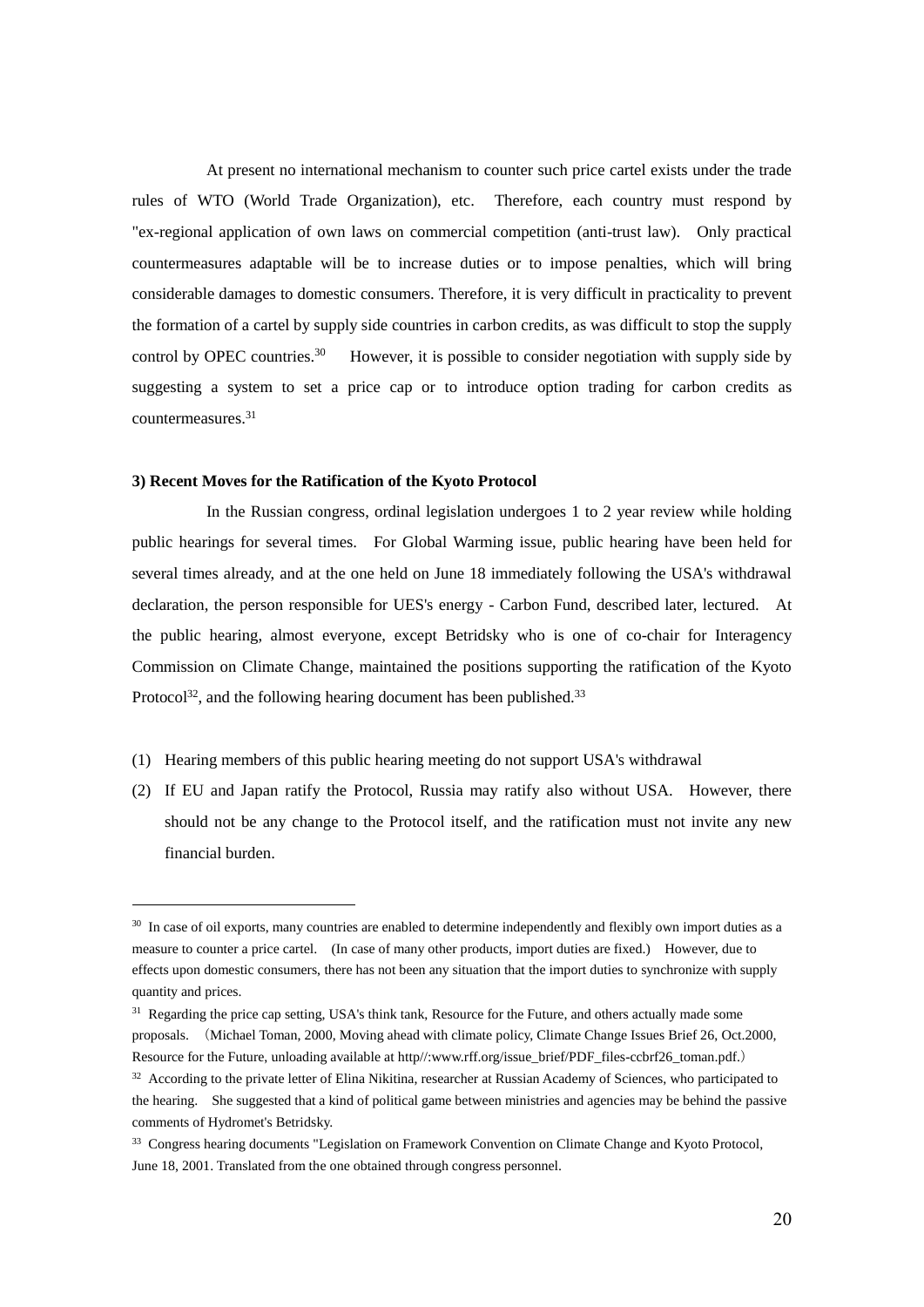At present no international mechanism to counter such price cartel exists under the trade rules of WTO (World Trade Organization), etc. Therefore, each country must respond by "ex-regional application of own laws on commercial competition (anti-trust law). Only practical countermeasures adaptable will be to increase duties or to impose penalties, which will bring considerable damages to domestic consumers. Therefore, it is very difficult in practicality to prevent the formation of a cartel by supply side countries in carbon credits, as was difficult to stop the supply control by OPEC countries.[30] However, it is possible to consider negotiation with supply side by suggesting a system to set a price cap or to introduce option trading for carbon credits as countermeasures.[31]

### 3) Recent Moves for the Ratification of the Kyoto Protocol

In the Russian congress, ordinal legislation undergoes 1 to 2 year review while holding public hearings for several times. For Global Warming issue, public hearing have been held for several times already, and at the one held on June 18 immediately following the USA's withdrawal declaration, the person responsible for UES's energy - Carbon Fund, described later, lectured. At the public hearing, almost everyone, except Betridsky who is one of co-chair for Interagency Commission on Climate Change, maintained the positions supporting the ratification of the Kyoto Protocol[32], and the following hearing document has been published.[33]

(1) Hearing members of this public hearing meeting do not support USA's withdrawal

(2) If EU and Japan ratify the Protocol, Russia may ratify also without USA. However, there should not be any change to the Protocol itself, and the ratification must not invite any new financial burden.

---

[30] In case of oil exports, many countries are enabled to determine independently and flexibly own import duties as a measure to counter a price cartel. (In case of many other products, import duties are fixed.) However, due to effects upon domestic consumers, there has not been any situation that the import duties to synchronize with supply quantity and prices.

[31] Regarding the price cap setting, USA's think tank, Resource for the Future, and others actually made some proposals. （Michael Toman, 2000, Moving ahead with climate policy, Climate Change Issues Brief 26, Oct.2000, Resource for the Future, unloading available at http//:www.rff.org/issue_brief/PDF_files-ccbrf26_toman.pdf.）

[32] According to the private letter of Elina Nikitina, researcher at Russian Academy of Sciences, who participated to the hearing. She suggested that a kind of political game between ministries and agencies may be behind the passive comments of Hydromet's Betridsky.

[33] Congress hearing documents "Legislation on Framework Convention on Climate Change and Kyoto Protocol, June 18, 2001. Translated from the one obtained through congress personnel.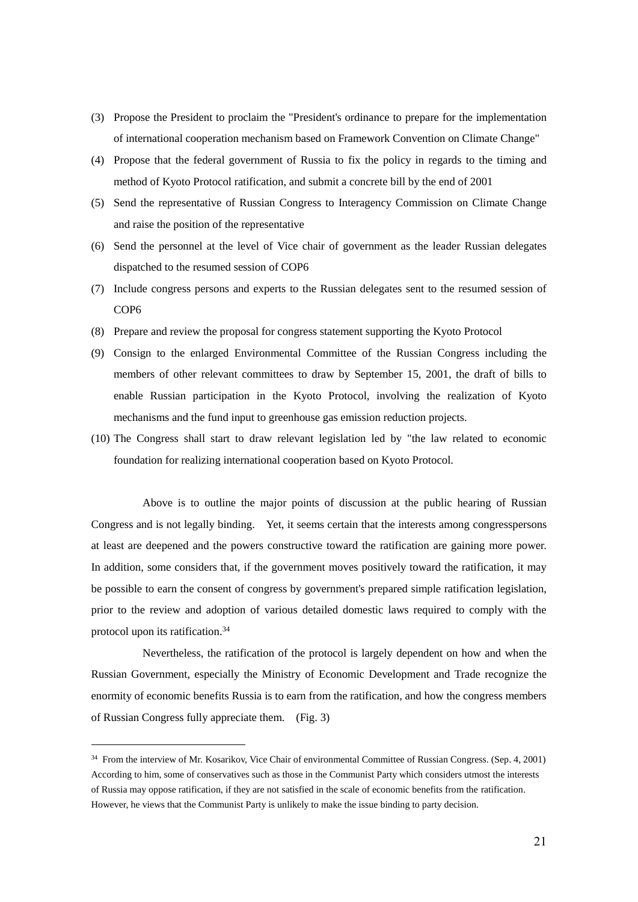(3) Propose the President to proclaim the "President's ordinance to prepare for the implementation of international cooperation mechanism based on Framework Convention on Climate Change"

(4) Propose that the federal government of Russia to fix the policy in regards to the timing and method of Kyoto Protocol ratification, and submit a concrete bill by the end of 2001

(5) Send the representative of Russian Congress to Interagency Commission on Climate Change and raise the position of the representative

(6) Send the personnel at the level of Vice chair of government as the leader Russian delegates dispatched to the resumed session of COP6

(7) Include congress persons and experts to the Russian delegates sent to the resumed session of COP6

(8) Prepare and review the proposal for congress statement supporting the Kyoto Protocol

(9) Consign to the enlarged Environmental Committee of the Russian Congress including the members of other relevant committees to draw by September 15, 2001, the draft of bills to enable Russian participation in the Kyoto Protocol, involving the realization of Kyoto mechanisms and the fund input to greenhouse gas emission reduction projects.

(10) The Congress shall start to draw relevant legislation led by "the law related to economic foundation for realizing international cooperation based on Kyoto Protocol.

Above is to outline the major points of discussion at the public hearing of Russian Congress and is not legally binding. Yet, it seems certain that the interests among congresspersons at least are deepened and the powers constructive toward the ratification are gaining more power. In addition, some considers that, if the government moves positively toward the ratification, it may be possible to earn the consent of congress by government's prepared simple ratification legislation, prior to the review and adoption of various detailed domestic laws required to comply with the protocol upon its ratification.[34]

Nevertheless, the ratification of the protocol is largely dependent on how and when the Russian Government, especially the Ministry of Economic Development and Trade recognize the enormity of economic benefits Russia is to earn from the ratification, and how the congress members of Russian Congress fully appreciate them. (Fig. 3)

---

[34] From the interview of Mr. Kosarikov, Vice Chair of environmental Committee of Russian Congress. (Sep. 4, 2001) According to him, some of conservatives such as those in the Communist Party which considers utmost the interests of Russia may oppose ratification, if they are not satisfied in the scale of economic benefits from the ratification. However, he views that the Communist Party is unlikely to make the issue binding to party decision.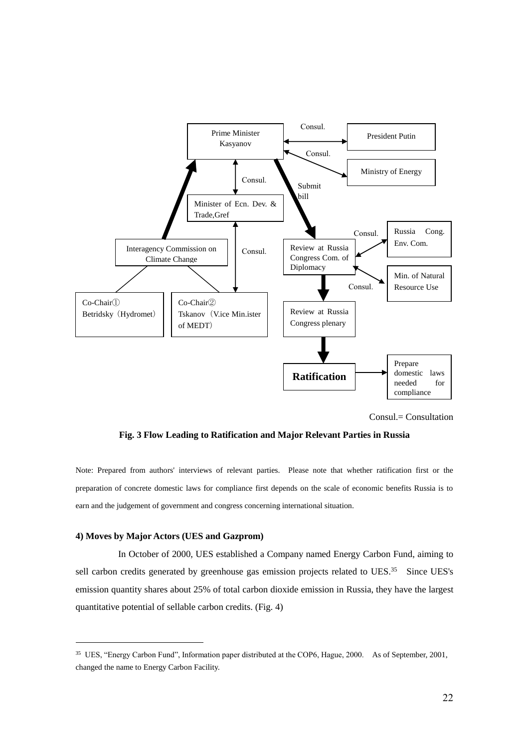Prime Minister Kasyanov

President Putin

Ministry of Energy

Consul.

Consul.

Consul.

Submit bill

Minister of Ecn. Dev. & Trade,Gref

Consul.

Interagency Commission on Climate Change

Review at Russia Congress Com. of Diplomacy

Consul.

Russia Cong. Env. Com.

Consul.

Min. of Natural Resource Use

Co-Chair①
Betridsky（Hydromet）

Co-Chair②
Tskanov（V.ice Min.ister of MEDT）

Review at Russia Congress plenary

**Ratification**

Prepare domestic laws needed for compliance

Consul.= Consultation

**Fig. 3 Flow Leading to Ratification and Major Relevant Parties in Russia**

Note: Prepared from authors' interviews of relevant parties. Please note that whether ratification first or the preparation of concrete domestic laws for compliance first depends on the scale of economic benefits Russia is to earn and the judgement of government and congress concerning international situation.

**4) Moves by Major Actors (UES and Gazprom)**

In October of 2000, UES established a Company named Energy Carbon Fund, aiming to sell carbon credits generated by greenhouse gas emission projects related to UES.[35] Since UES's emission quantity shares about 25% of total carbon dioxide emission in Russia, they have the largest quantitative potential of sellable carbon credits. (Fig. 4)

[35] UES, "Energy Carbon Fund", Information paper distributed at the COP6, Hague, 2000. As of September, 2001, changed the name to Energy Carbon Facility.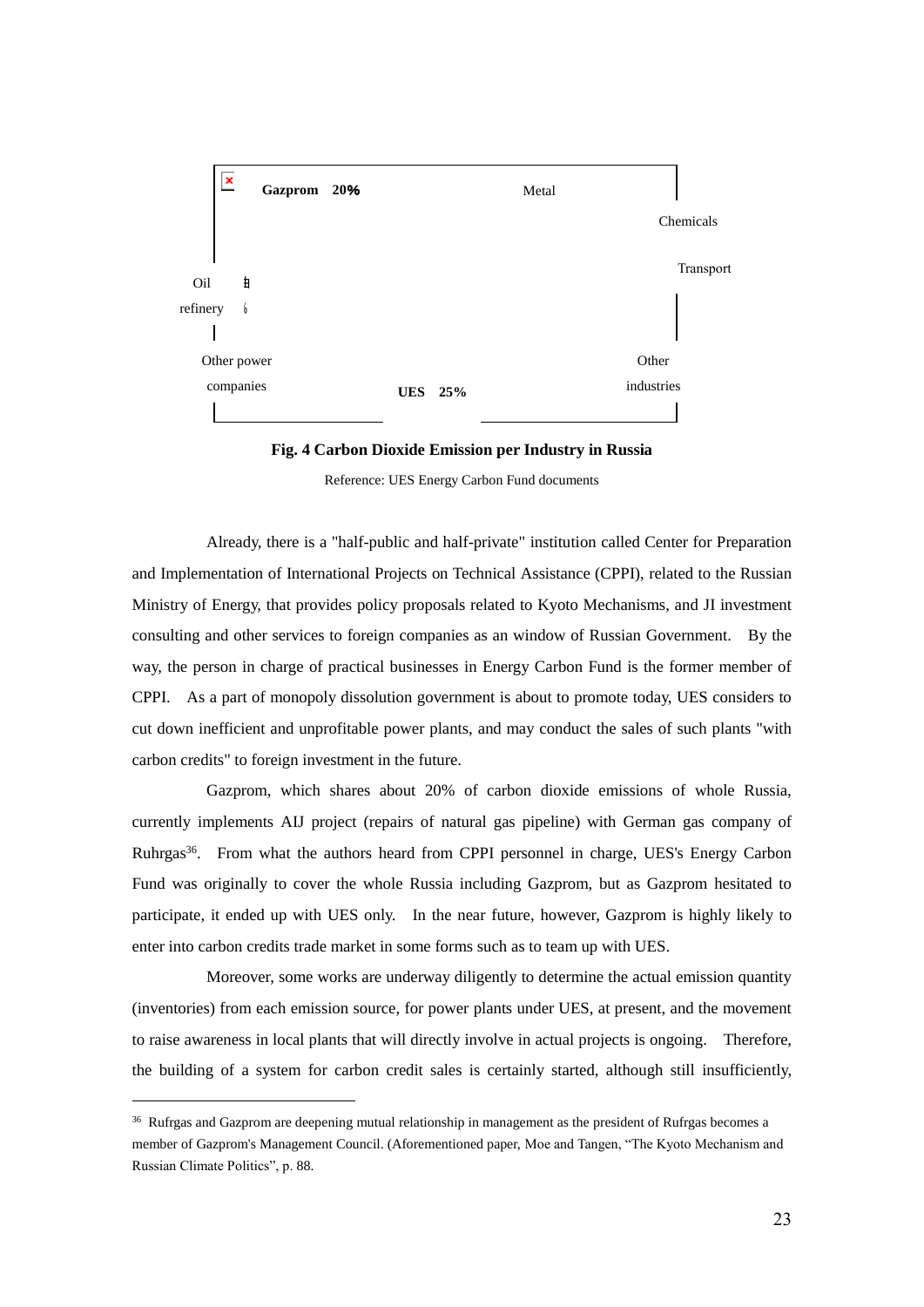Gazprom 20%

Metal

Chemicals

Transport

Oil refinery

Other power companies

UES 25%

Other industries

**Fig. 4 Carbon Dioxide Emission per Industry in Russia**

Reference: UES Energy Carbon Fund documents

Already, there is a "half-public and half-private" institution called Center for Preparation and Implementation of International Projects on Technical Assistance (CPPI), related to the Russian Ministry of Energy, that provides policy proposals related to Kyoto Mechanisms, and JI investment consulting and other services to foreign companies as an window of Russian Government. By the way, the person in charge of practical businesses in Energy Carbon Fund is the former member of CPPI. As a part of monopoly dissolution government is about to promote today, UES considers to cut down inefficient and unprofitable power plants, and may conduct the sales of such plants "with carbon credits" to foreign investment in the future.

Gazprom, which shares about 20% of carbon dioxide emissions of whole Russia, currently implements AIJ project (repairs of natural gas pipeline) with German gas company of Ruhrgas[36]. From what the authors heard from CPPI personnel in charge, UES's Energy Carbon Fund was originally to cover the whole Russia including Gazprom, but as Gazprom hesitated to participate, it ended up with UES only. In the near future, however, Gazprom is highly likely to enter into carbon credits trade market in some forms such as to team up with UES.

Moreover, some works are underway diligently to determine the actual emission quantity (inventories) from each emission source, for power plants under UES, at present, and the movement to raise awareness in local plants that will directly involve in actual projects is ongoing. Therefore, the building of a system for carbon credit sales is certainly started, although still insufficiently,

---

[36] Rufrgas and Gazprom are deepening mutual relationship in management as the president of Rufrgas becomes a member of Gazprom's Management Council. (Aforementioned paper, Moe and Tangen, "The Kyoto Mechanism and Russian Climate Politics", p. 88.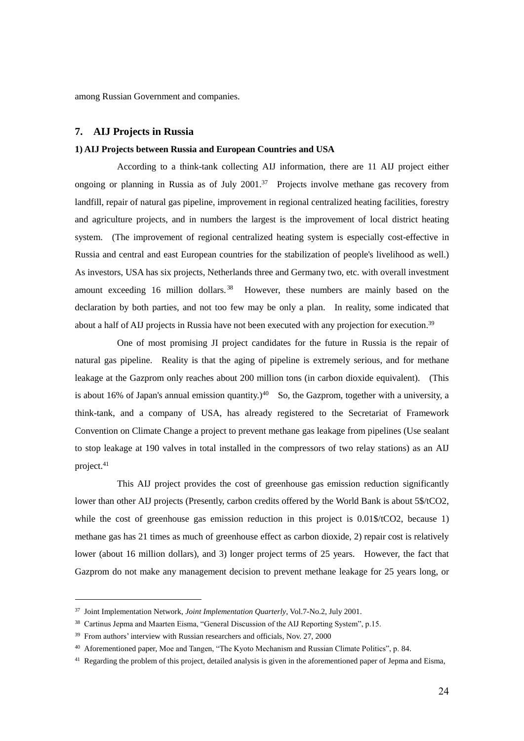among Russian Government and companies.

## 7. AIJ Projects in Russia

### 1) AIJ Projects between Russia and European Countries and USA

According to a think-tank collecting AIJ information, there are 11 AIJ project either ongoing or planning in Russia as of July 2001.[37] Projects involve methane gas recovery from landfill, repair of natural gas pipeline, improvement in regional centralized heating facilities, forestry and agriculture projects, and in numbers the largest is the improvement of local district heating system. (The improvement of regional centralized heating system is especially cost-effective in Russia and central and east European countries for the stabilization of people's livelihood as well.) As investors, USA has six projects, Netherlands three and Germany two, etc. with overall investment amount exceeding 16 million dollars.[38] However, these numbers are mainly based on the declaration by both parties, and not too few may be only a plan. In reality, some indicated that about a half of AIJ projects in Russia have not been executed with any projection for execution.[39]

One of most promising JI project candidates for the future in Russia is the repair of natural gas pipeline. Reality is that the aging of pipeline is extremely serious, and for methane leakage at the Gazprom only reaches about 200 million tons (in carbon dioxide equivalent). (This is about 16% of Japan's annual emission quantity.)[40] So, the Gazprom, together with a university, a think-tank, and a company of USA, has already registered to the Secretariat of Framework Convention on Climate Change a project to prevent methane gas leakage from pipelines (Use sealant to stop leakage at 190 valves in total installed in the compressors of two relay stations) as an AIJ project.[41]

This AIJ project provides the cost of greenhouse gas emission reduction significantly lower than other AIJ projects (Presently, carbon credits offered by the World Bank is about 5$/t$CO_2$, while the cost of greenhouse gas emission reduction in this project is 0.01$/t$CO_2$, because 1) methane gas has 21 times as much of greenhouse effect as carbon dioxide, 2) repair cost is relatively lower (about 16 million dollars), and 3) longer project terms of 25 years. However, the fact that Gazprom do not make any management decision to prevent methane leakage for 25 years long, or

---

[37] Joint Implementation Network, *Joint Implementation Quarterly*, Vol.7-No.2, July 2001.

[38] Cartinus Jepma and Maarten Eisma, "General Discussion of the AIJ Reporting System", p.15.

[39] From authors' interview with Russian researchers and officials, Nov. 27, 2000

[40] Aforementioned paper, Moe and Tangen, "The Kyoto Mechanism and Russian Climate Politics", p. 84.

[41] Regarding the problem of this project, detailed analysis is given in the aforementioned paper of Jepma and Eisma,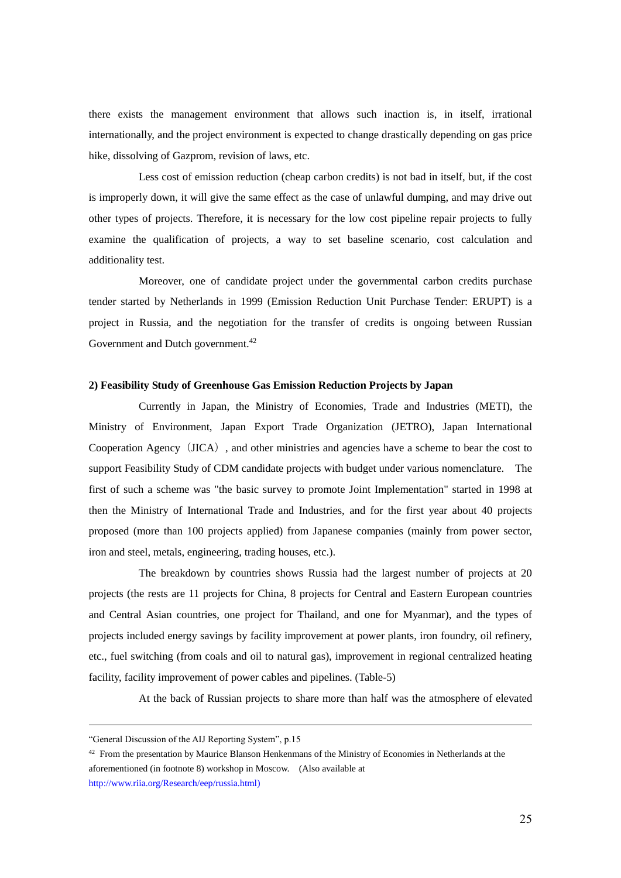there exists the management environment that allows such inaction is, in itself, irrational internationally, and the project environment is expected to change drastically depending on gas price hike, dissolving of Gazprom, revision of laws, etc.

Less cost of emission reduction (cheap carbon credits) is not bad in itself, but, if the cost is improperly down, it will give the same effect as the case of unlawful dumping, and may drive out other types of projects. Therefore, it is necessary for the low cost pipeline repair projects to fully examine the qualification of projects, a way to set baseline scenario, cost calculation and additionality test.

Moreover, one of candidate project under the governmental carbon credits purchase tender started by Netherlands in 1999 (Emission Reduction Unit Purchase Tender: ERUPT) is a project in Russia, and the negotiation for the transfer of credits is ongoing between Russian Government and Dutch government.[42]

**2) Feasibility Study of Greenhouse Gas Emission Reduction Projects by Japan**

Currently in Japan, the Ministry of Economies, Trade and Industries (METI), the Ministry of Environment, Japan Export Trade Organization (JETRO), Japan International Cooperation Agency（JICA）, and other ministries and agencies have a scheme to bear the cost to support Feasibility Study of CDM candidate projects with budget under various nomenclature. The first of such a scheme was "the basic survey to promote Joint Implementation" started in 1998 at then the Ministry of International Trade and Industries, and for the first year about 40 projects proposed (more than 100 projects applied) from Japanese companies (mainly from power sector, iron and steel, metals, engineering, trading houses, etc.).

The breakdown by countries shows Russia had the largest number of projects at 20 projects (the rests are 11 projects for China, 8 projects for Central and Eastern European countries and Central Asian countries, one project for Thailand, and one for Myanmar), and the types of projects included energy savings by facility improvement at power plants, iron foundry, oil refinery, etc., fuel switching (from coals and oil to natural gas), improvement in regional centralized heating facility, facility improvement of power cables and pipelines. (Table-5)

At the back of Russian projects to share more than half was the atmosphere of elevated

---

"General Discussion of the AIJ Reporting System", p.15

[42] From the presentation by Maurice Blanson Henkenmans of the Ministry of Economies in Netherlands at the aforementioned (in footnote 8) workshop in Moscow. (Also available at http://www.riia.org/Research/eep/russia.html)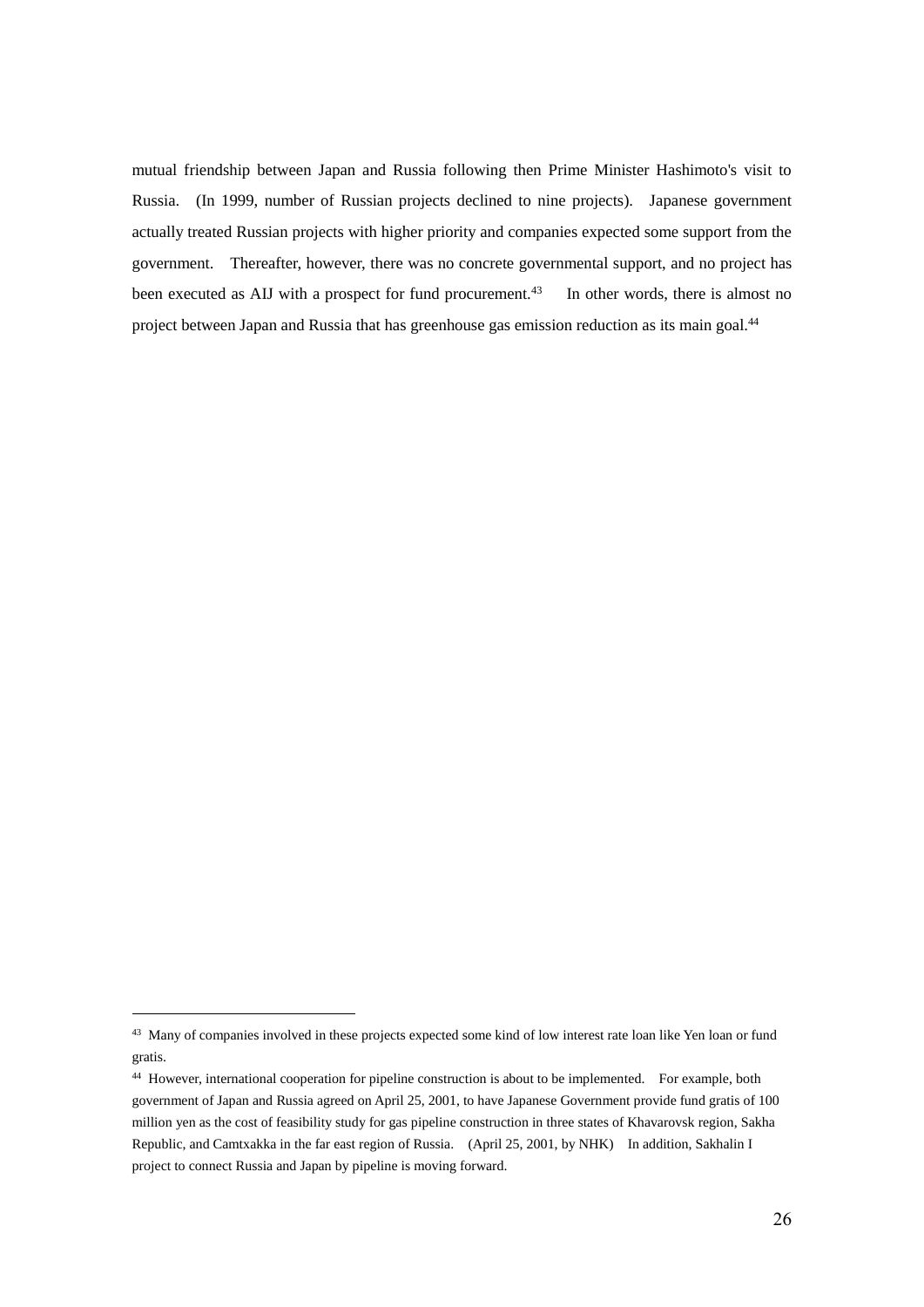mutual friendship between Japan and Russia following then Prime Minister Hashimoto's visit to Russia. (In 1999, number of Russian projects declined to nine projects). Japanese government actually treated Russian projects with higher priority and companies expected some support from the government. Thereafter, however, there was no concrete governmental support, and no project has been executed as AIJ with a prospect for fund procurement.[43] In other words, there is almost no project between Japan and Russia that has greenhouse gas emission reduction as its main goal.[44]

---

[43] Many of companies involved in these projects expected some kind of low interest rate loan like Yen loan or fund gratis.

[44] However, international cooperation for pipeline construction is about to be implemented. For example, both government of Japan and Russia agreed on April 25, 2001, to have Japanese Government provide fund gratis of 100 million yen as the cost of feasibility study for gas pipeline construction in three states of Khavarovsk region, Sakha Republic, and Camtxakka in the far east region of Russia. (April 25, 2001, by NHK) In addition, Sakhalin I project to connect Russia and Japan by pipeline is moving forward.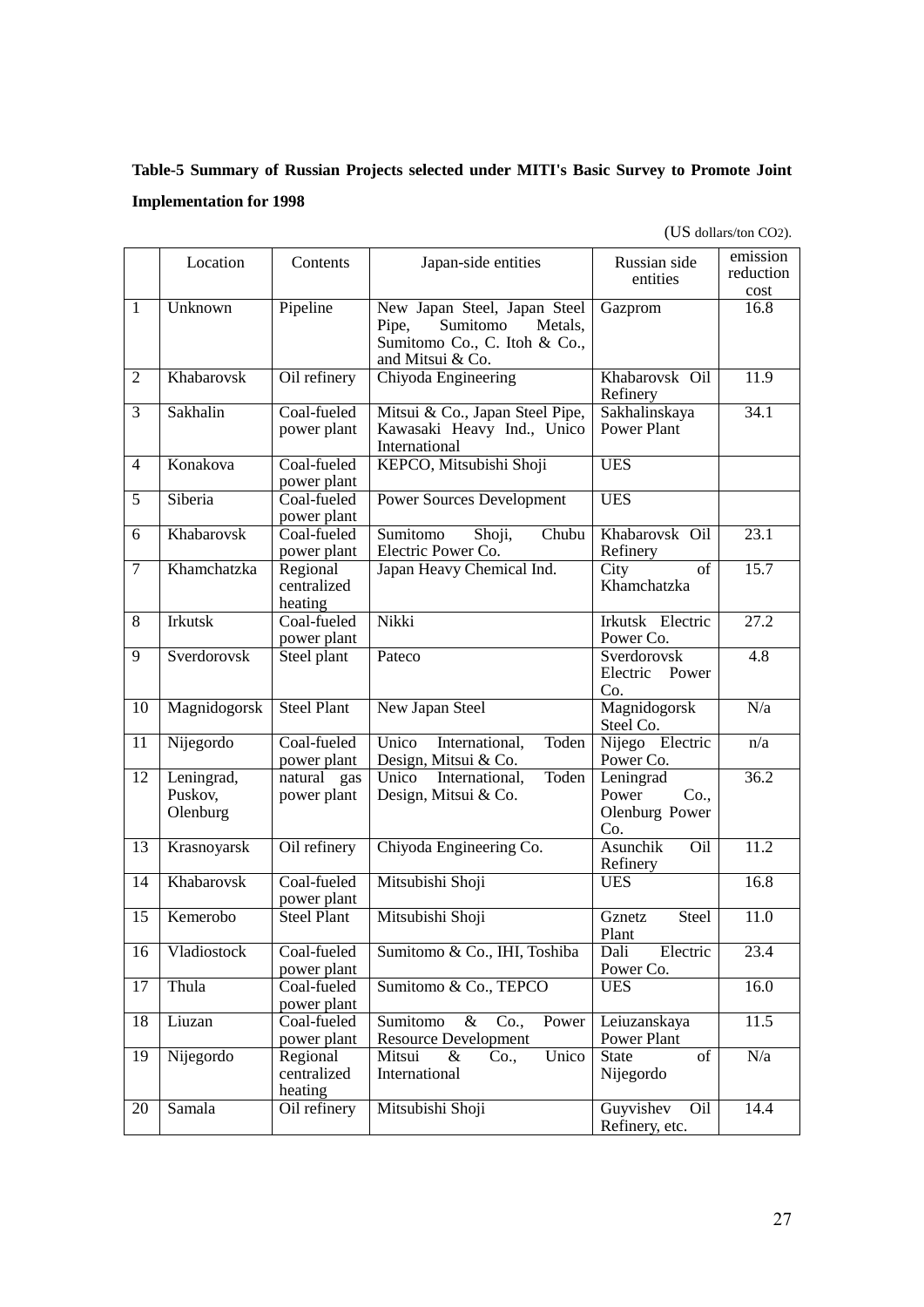**Table-5 Summary of Russian Projects selected under MITI's Basic Survey to Promote Joint Implementation for 1998**

(US dollars/ton $CO_2$).

| | Location | Contents | Japan-side entities | Russian side entities | emission reduction cost |
|---|---|---|---|---|---|
| 1 | Unknown | Pipeline | New Japan Steel, Japan Steel Pipe, Sumitomo Metals, Sumitomo Co., C. Itoh & Co., and Mitsui & Co. | Gazprom | 16.8 |
| 2 | Khabarovsk | Oil refinery | Chiyoda Engineering | Khabarovsk Oil Refinery | 11.9 |
| 3 | Sakhalin | Coal-fueled power plant | Mitsui & Co., Japan Steel Pipe, Kawasaki Heavy Ind., Unico International | Sakhalinskaya Power Plant | 34.1 |
| 4 | Konakova | Coal-fueled power plant | KEPCO, Mitsubishi Shoji | UES | |
| 5 | Siberia | Coal-fueled power plant | Power Sources Development | UES | |
| 6 | Khabarovsk | Coal-fueled power plant | Sumitomo Shoji, Chubu Electric Power Co. | Khabarovsk Oil Refinery | 23.1 |
| 7 | Khamchatzka | Regional centralized heating | Japan Heavy Chemical Ind. | City of Khamchatzka | 15.7 |
| 8 | Irkutsk | Coal-fueled power plant | Nikki | Irkutsk Electric Power Co. | 27.2 |
| 9 | Sverdorovsk | Steel plant | Pateco | Sverdorovsk Electric Power Co. | 4.8 |
| 10 | Magnidogorsk | Steel Plant | New Japan Steel | Magnidogorsk Steel Co. | N/a |
| 11 | Nijegordo | Coal-fueled power plant | Unico International, Toden Design, Mitsui & Co. | Nijego Electric Power Co. | n/a |
| 12 | Leningrad, Puskov, Olenburg | natural gas power plant | Unico International, Toden Design, Mitsui & Co. | Leningrad Power Co., Olenburg Power Co. | 36.2 |
| 13 | Krasnoyarsk | Oil refinery | Chiyoda Engineering Co. | Asunchik Oil Refinery | 11.2 |
| 14 | Khabarovsk | Coal-fueled power plant | Mitsubishi Shoji | UES | 16.8 |
| 15 | Kemerobo | Steel Plant | Mitsubishi Shoji | Gznetz Steel Plant | 11.0 |
| 16 | Vladiostock | Coal-fueled power plant | Sumitomo & Co., IHI, Toshiba | Dali Electric Power Co. | 23.4 |
| 17 | Thula | Coal-fueled power plant | Sumitomo & Co., TEPCO | UES | 16.0 |
| 18 | Liuzan | Coal-fueled power plant | Sumitomo & Co., Power Resource Development | Leiuzanskaya Power Plant | 11.5 |
| 19 | Nijegordo | Regional centralized heating | Mitsui & Co., Unico International | State of Nijegordo | N/a |
| 20 | Samala | Oil refinery | Mitsubishi Shoji | Guyvishev Oil Refinery, etc. | 14.4 |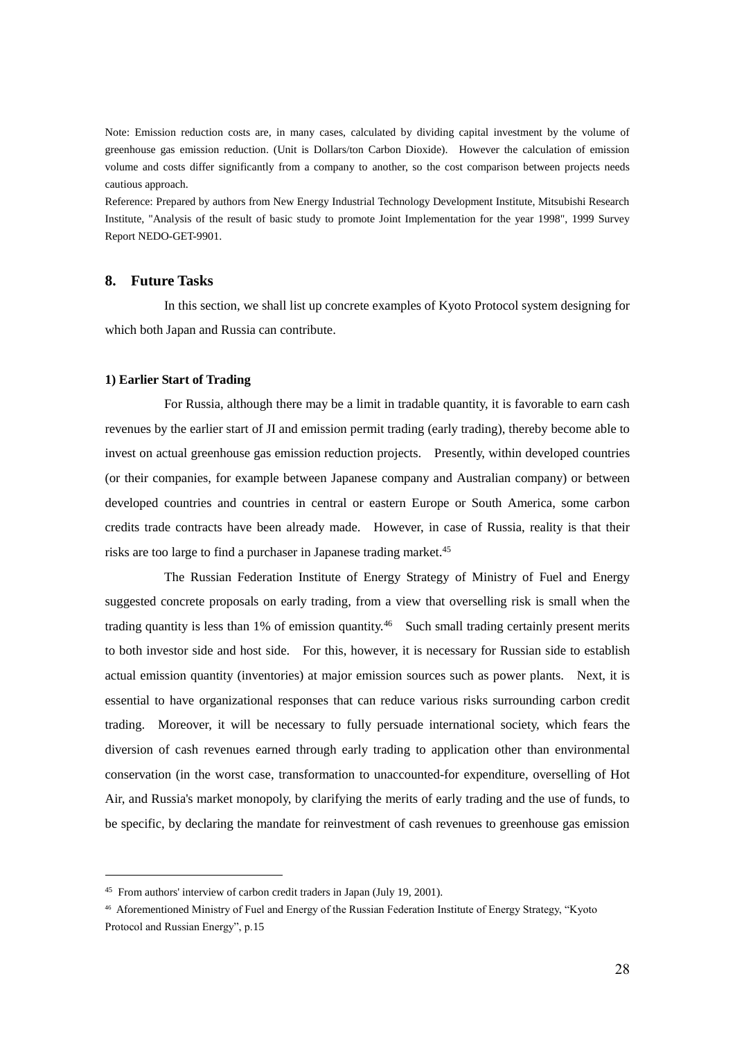Note: Emission reduction costs are, in many cases, calculated by dividing capital investment by the volume of greenhouse gas emission reduction. (Unit is Dollars/ton Carbon Dioxide). However the calculation of emission volume and costs differ significantly from a company to another, so the cost comparison between projects needs cautious approach.

Reference: Prepared by authors from New Energy Industrial Technology Development Institute, Mitsubishi Research Institute, "Analysis of the result of basic study to promote Joint Implementation for the year 1998", 1999 Survey Report NEDO-GET-9901.

## 8. Future Tasks

In this section, we shall list up concrete examples of Kyoto Protocol system designing for which both Japan and Russia can contribute.

### 1) Earlier Start of Trading

For Russia, although there may be a limit in tradable quantity, it is favorable to earn cash revenues by the earlier start of JI and emission permit trading (early trading), thereby become able to invest on actual greenhouse gas emission reduction projects. Presently, within developed countries (or their companies, for example between Japanese company and Australian company) or between developed countries and countries in central or eastern Europe or South America, some carbon credits trade contracts have been already made. However, in case of Russia, reality is that their risks are too large to find a purchaser in Japanese trading market.[45]

The Russian Federation Institute of Energy Strategy of Ministry of Fuel and Energy suggested concrete proposals on early trading, from a view that overselling risk is small when the trading quantity is less than 1% of emission quantity.[46] Such small trading certainly present merits to both investor side and host side. For this, however, it is necessary for Russian side to establish actual emission quantity (inventories) at major emission sources such as power plants. Next, it is essential to have organizational responses that can reduce various risks surrounding carbon credit trading. Moreover, it will be necessary to fully persuade international society, which fears the diversion of cash revenues earned through early trading to application other than environmental conservation (in the worst case, transformation to unaccounted-for expenditure, overselling of Hot Air, and Russia's market monopoly, by clarifying the merits of early trading and the use of funds, to be specific, by declaring the mandate for reinvestment of cash revenues to greenhouse gas emission

---

[45] From authors' interview of carbon credit traders in Japan (July 19, 2001).

[46] Aforementioned Ministry of Fuel and Energy of the Russian Federation Institute of Energy Strategy, "Kyoto Protocol and Russian Energy", p.15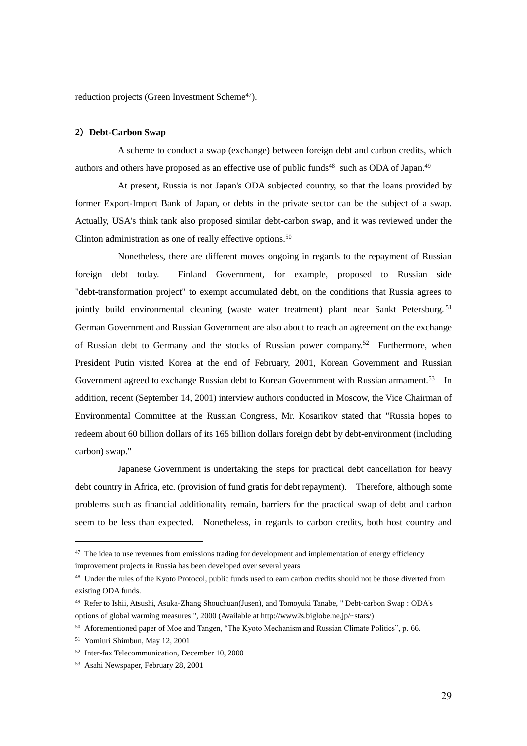reduction projects (Green Investment Scheme[47]).

**2）Debt-Carbon Swap**

A scheme to conduct a swap (exchange) between foreign debt and carbon credits, which authors and others have proposed as an effective use of public funds[48] such as ODA of Japan.[49]

At present, Russia is not Japan's ODA subjected country, so that the loans provided by former Export-Import Bank of Japan, or debts in the private sector can be the subject of a swap. Actually, USA's think tank also proposed similar debt-carbon swap, and it was reviewed under the Clinton administration as one of really effective options.[50]

Nonetheless, there are different moves ongoing in regards to the repayment of Russian foreign debt today. Finland Government, for example, proposed to Russian side "debt-transformation project" to exempt accumulated debt, on the conditions that Russia agrees to jointly build environmental cleaning (waste water treatment) plant near Sankt Petersburg.[51] German Government and Russian Government are also about to reach an agreement on the exchange of Russian debt to Germany and the stocks of Russian power company.[52] Furthermore, when President Putin visited Korea at the end of February, 2001, Korean Government and Russian Government agreed to exchange Russian debt to Korean Government with Russian armament.[53] In addition, recent (September 14, 2001) interview authors conducted in Moscow, the Vice Chairman of Environmental Committee at the Russian Congress, Mr. Kosarikov stated that "Russia hopes to redeem about 60 billion dollars of its 165 billion dollars foreign debt by debt-environment (including carbon) swap."

Japanese Government is undertaking the steps for practical debt cancellation for heavy debt country in Africa, etc. (provision of fund gratis for debt repayment). Therefore, although some problems such as financial additionality remain, barriers for the practical swap of debt and carbon seem to be less than expected. Nonetheless, in regards to carbon credits, both host country and

---

[47] The idea to use revenues from emissions trading for development and implementation of energy efficiency improvement projects in Russia has been developed over several years.

[48] Under the rules of the Kyoto Protocol, public funds used to earn carbon credits should not be those diverted from existing ODA funds.

[49] Refer to Ishii, Atsushi, Asuka-Zhang Shouchuan(Jusen), and Tomoyuki Tanabe, " Debt-carbon Swap : ODA's options of global warming measures ", 2000 (Available at http://www2s.biglobe.ne.jp/~stars/)

[50] Aforementioned paper of Moe and Tangen, "The Kyoto Mechanism and Russian Climate Politics", p. 66.

[51] Yomiuri Shimbun, May 12, 2001

[52] Inter-fax Telecommunication, December 10, 2000

[53] Asahi Newspaper, February 28, 2001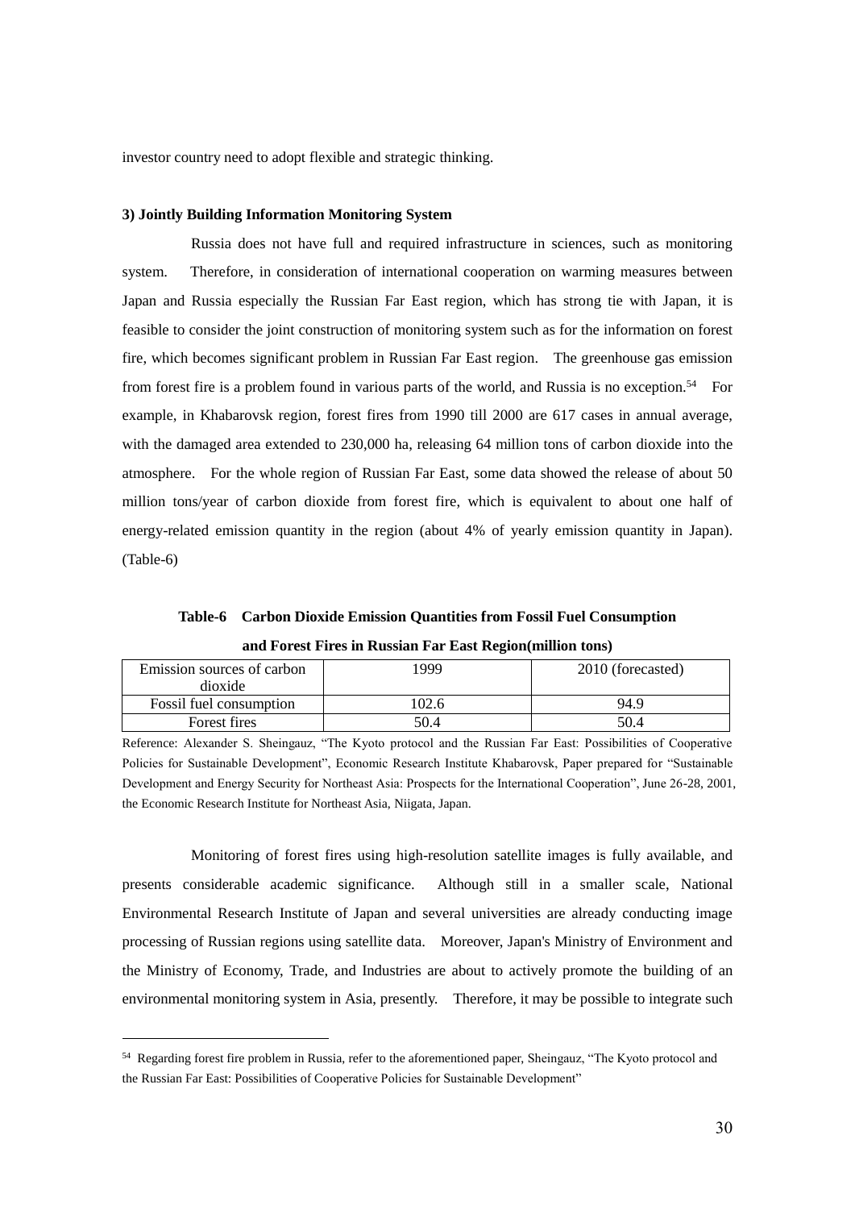investor country need to adopt flexible and strategic thinking.

### 3) Jointly Building Information Monitoring System

Russia does not have full and required infrastructure in sciences, such as monitoring system. Therefore, in consideration of international cooperation on warming measures between Japan and Russia especially the Russian Far East region, which has strong tie with Japan, it is feasible to consider the joint construction of monitoring system such as for the information on forest fire, which becomes significant problem in Russian Far East region. The greenhouse gas emission from forest fire is a problem found in various parts of the world, and Russia is no exception.[54] For example, in Khabarovsk region, forest fires from 1990 till 2000 are 617 cases in annual average, with the damaged area extended to 230,000 ha, releasing 64 million tons of carbon dioxide into the atmosphere. For the whole region of Russian Far East, some data showed the release of about 50 million tons/year of carbon dioxide from forest fire, which is equivalent to about one half of energy-related emission quantity in the region (about 4% of yearly emission quantity in Japan). (Table-6)

**Table-6 Carbon Dioxide Emission Quantities from Fossil Fuel Consumption and Forest Fires in Russian Far East Region(million tons)**

| Emission sources of carbon dioxide | 1999 | 2010 (forecasted) |
|---|---|---|
| Fossil fuel consumption | 102.6 | 94.9 |
| Forest fires | 50.4 | 50.4 |

Reference: Alexander S. Sheingauz, "The Kyoto protocol and the Russian Far East: Possibilities of Cooperative Policies for Sustainable Development", Economic Research Institute Khabarovsk, Paper prepared for "Sustainable Development and Energy Security for Northeast Asia: Prospects for the International Cooperation", June 26-28, 2001, the Economic Research Institute for Northeast Asia, Niigata, Japan.

Monitoring of forest fires using high-resolution satellite images is fully available, and presents considerable academic significance. Although still in a smaller scale, National Environmental Research Institute of Japan and several universities are already conducting image processing of Russian regions using satellite data. Moreover, Japan's Ministry of Environment and the Ministry of Economy, Trade, and Industries are about to actively promote the building of an environmental monitoring system in Asia, presently. Therefore, it may be possible to integrate such

---

[54] Regarding forest fire problem in Russia, refer to the aforementioned paper, Sheingauz, "The Kyoto protocol and the Russian Far East: Possibilities of Cooperative Policies for Sustainable Development"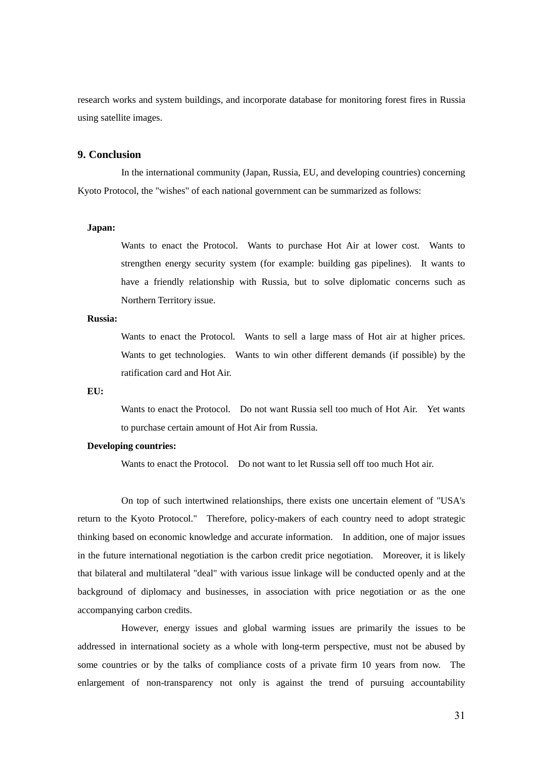research works and system buildings, and incorporate database for monitoring forest fires in Russia using satellite images.

### 9. Conclusion

In the international community (Japan, Russia, EU, and developing countries) concerning Kyoto Protocol, the "wishes" of each national government can be summarized as follows:

**Japan:**

Wants to enact the Protocol. Wants to purchase Hot Air at lower cost. Wants to strengthen energy security system (for example: building gas pipelines). It wants to have a friendly relationship with Russia, but to solve diplomatic concerns such as Northern Territory issue.

**Russia:**

Wants to enact the Protocol. Wants to sell a large mass of Hot air at higher prices. Wants to get technologies. Wants to win other different demands (if possible) by the ratification card and Hot Air.

**EU:**

Wants to enact the Protocol. Do not want Russia sell too much of Hot Air. Yet wants to purchase certain amount of Hot Air from Russia.

**Developing countries:**

Wants to enact the Protocol. Do not want to let Russia sell off too much Hot air.

On top of such intertwined relationships, there exists one uncertain element of "USA's return to the Kyoto Protocol." Therefore, policy-makers of each country need to adopt strategic thinking based on economic knowledge and accurate information. In addition, one of major issues in the future international negotiation is the carbon credit price negotiation. Moreover, it is likely that bilateral and multilateral "deal" with various issue linkage will be conducted openly and at the background of diplomacy and businesses, in association with price negotiation or as the one accompanying carbon credits.

However, energy issues and global warming issues are primarily the issues to be addressed in international society as a whole with long-term perspective, must not be abused by some countries or by the talks of compliance costs of a private firm 10 years from now. The enlargement of non-transparency not only is against the trend of pursuing accountability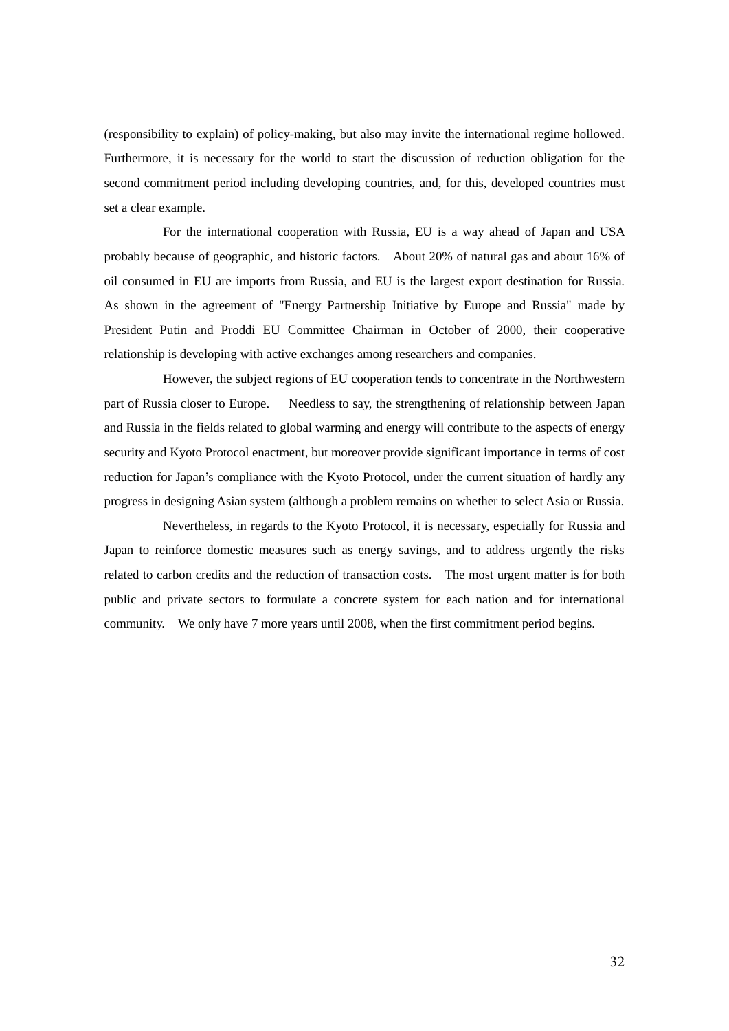(responsibility to explain) of policy-making, but also may invite the international regime hollowed. Furthermore, it is necessary for the world to start the discussion of reduction obligation for the second commitment period including developing countries, and, for this, developed countries must set a clear example.

For the international cooperation with Russia, EU is a way ahead of Japan and USA probably because of geographic, and historic factors. About 20% of natural gas and about 16% of oil consumed in EU are imports from Russia, and EU is the largest export destination for Russia. As shown in the agreement of "Energy Partnership Initiative by Europe and Russia" made by President Putin and Proddi EU Committee Chairman in October of 2000, their cooperative relationship is developing with active exchanges among researchers and companies.

However, the subject regions of EU cooperation tends to concentrate in the Northwestern part of Russia closer to Europe. Needless to say, the strengthening of relationship between Japan and Russia in the fields related to global warming and energy will contribute to the aspects of energy security and Kyoto Protocol enactment, but moreover provide significant importance in terms of cost reduction for Japan's compliance with the Kyoto Protocol, under the current situation of hardly any progress in designing Asian system (although a problem remains on whether to select Asia or Russia.

Nevertheless, in regards to the Kyoto Protocol, it is necessary, especially for Russia and Japan to reinforce domestic measures such as energy savings, and to address urgently the risks related to carbon credits and the reduction of transaction costs. The most urgent matter is for both public and private sectors to formulate a concrete system for each nation and for international community. We only have 7 more years until 2008, when the first commitment period begins.